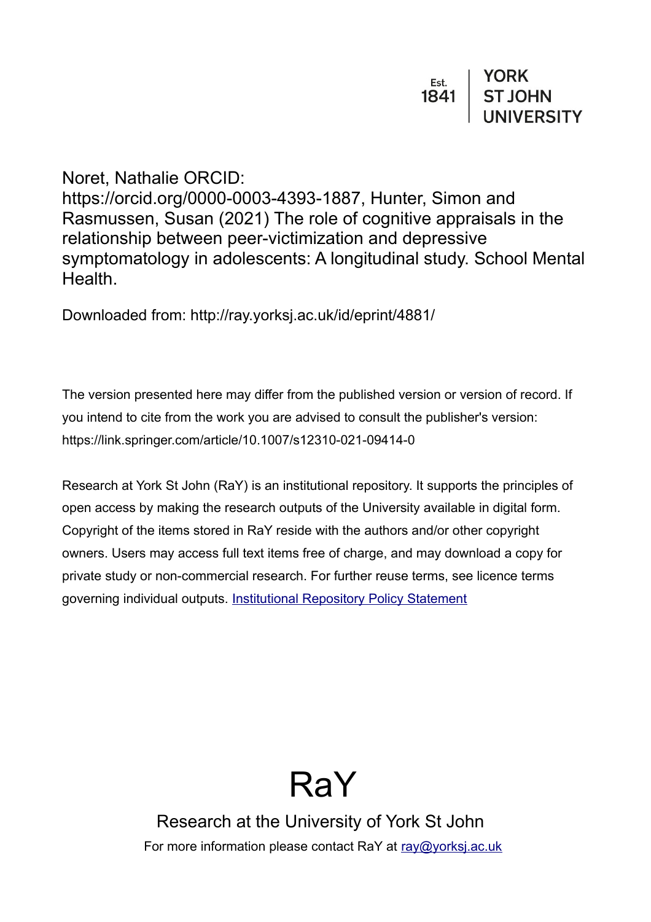Est. 1841 | YORK ST JOHN UNIVERSITY

Noret, Nathalie ORCID: https://orcid.org/0000-0003-4393-1887, Hunter, Simon and Rasmussen, Susan (2021) The role of cognitive appraisals in the relationship between peer-victimization and depressive symptomatology in adolescents: A longitudinal study. School Mental Health.

Downloaded from: http://ray.yorksj.ac.uk/id/eprint/4881/

The version presented here may differ from the published version or version of record. If you intend to cite from the work you are advised to consult the publisher's version: https://link.springer.com/article/10.1007/s12310-021-09414-0

Research at York St John (RaY) is an institutional repository. It supports the principles of open access by making the research outputs of the University available in digital form. Copyright of the items stored in RaY reside with the authors and/or other copyright owners. Users may access full text items free of charge, and may download a copy for private study or non-commercial research. For further reuse terms, see licence terms governing individual outputs. Institutional Repository Policy Statement

# RaY

Research at the University of York St John

For more information please contact RaY at ray@yorksj.ac.uk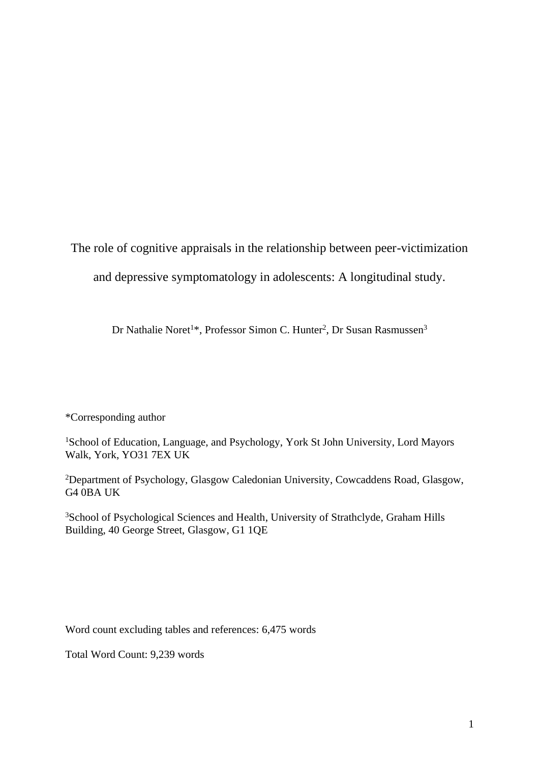# The role of cognitive appraisals in the relationship between peer-victimization and depressive symptomatology in adolescents: A longitudinal study.

Dr Nathalie Noret[1]*, Professor Simon C. Hunter[2], Dr Susan Rasmussen[3]

*Corresponding author

[1]School of Education, Language, and Psychology, York St John University, Lord Mayors Walk, York, YO31 7EX UK

[2]Department of Psychology, Glasgow Caledonian University, Cowcaddens Road, Glasgow, G4 0BA UK

[3]School of Psychological Sciences and Health, University of Strathclyde, Graham Hills Building, 40 George Street, Glasgow, G1 1QE

Word count excluding tables and references: 6,475 words

Total Word Count: 9,239 words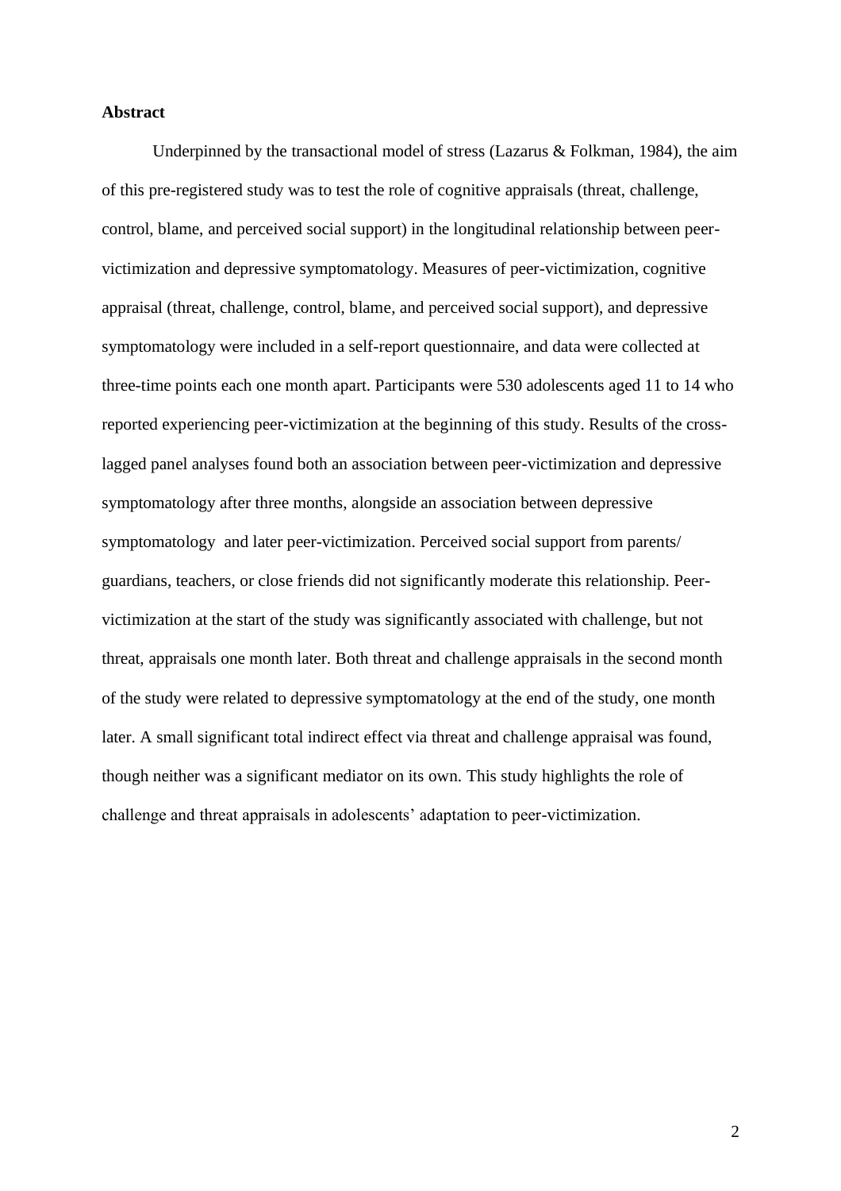**Abstract**

Underpinned by the transactional model of stress (Lazarus & Folkman, 1984), the aim of this pre-registered study was to test the role of cognitive appraisals (threat, challenge, control, blame, and perceived social support) in the longitudinal relationship between peer-victimization and depressive symptomatology. Measures of peer-victimization, cognitive appraisal (threat, challenge, control, blame, and perceived social support), and depressive symptomatology were included in a self-report questionnaire, and data were collected at three-time points each one month apart. Participants were 530 adolescents aged 11 to 14 who reported experiencing peer-victimization at the beginning of this study. Results of the cross-lagged panel analyses found both an association between peer-victimization and depressive symptomatology after three months, alongside an association between depressive symptomatology and later peer-victimization. Perceived social support from parents/ guardians, teachers, or close friends did not significantly moderate this relationship. Peer-victimization at the start of the study was significantly associated with challenge, but not threat, appraisals one month later. Both threat and challenge appraisals in the second month of the study were related to depressive symptomatology at the end of the study, one month later. A small significant total indirect effect via threat and challenge appraisal was found, though neither was a significant mediator on its own. This study highlights the role of challenge and threat appraisals in adolescents' adaptation to peer-victimization.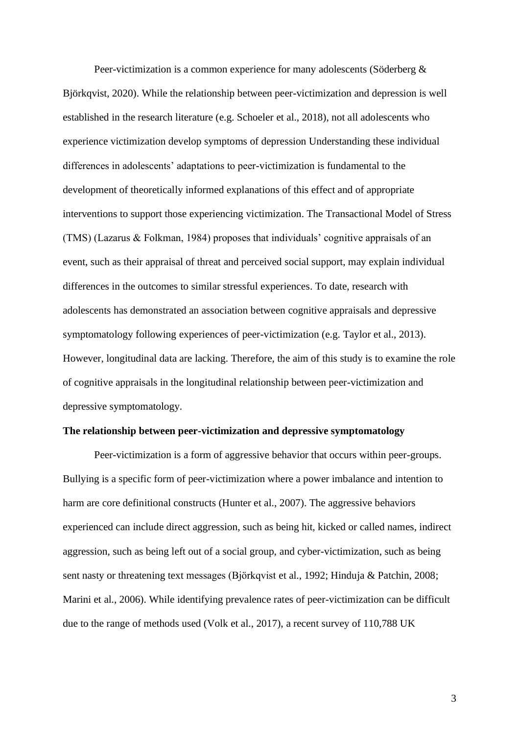Peer-victimization is a common experience for many adolescents (Söderberg & Björkqvist, 2020). While the relationship between peer-victimization and depression is well established in the research literature (e.g. Schoeler et al., 2018), not all adolescents who experience victimization develop symptoms of depression Understanding these individual differences in adolescents' adaptations to peer-victimization is fundamental to the development of theoretically informed explanations of this effect and of appropriate interventions to support those experiencing victimization. The Transactional Model of Stress (TMS) (Lazarus & Folkman, 1984) proposes that individuals' cognitive appraisals of an event, such as their appraisal of threat and perceived social support, may explain individual differences in the outcomes to similar stressful experiences. To date, research with adolescents has demonstrated an association between cognitive appraisals and depressive symptomatology following experiences of peer-victimization (e.g. Taylor et al., 2013). However, longitudinal data are lacking. Therefore, the aim of this study is to examine the role of cognitive appraisals in the longitudinal relationship between peer-victimization and depressive symptomatology.

**The relationship between peer-victimization and depressive symptomatology**

Peer-victimization is a form of aggressive behavior that occurs within peer-groups. Bullying is a specific form of peer-victimization where a power imbalance and intention to harm are core definitional constructs (Hunter et al., 2007). The aggressive behaviors experienced can include direct aggression, such as being hit, kicked or called names, indirect aggression, such as being left out of a social group, and cyber-victimization, such as being sent nasty or threatening text messages (Björkqvist et al., 1992; Hinduja & Patchin, 2008; Marini et al., 2006). While identifying prevalence rates of peer-victimization can be difficult due to the range of methods used (Volk et al., 2017), a recent survey of 110,788 UK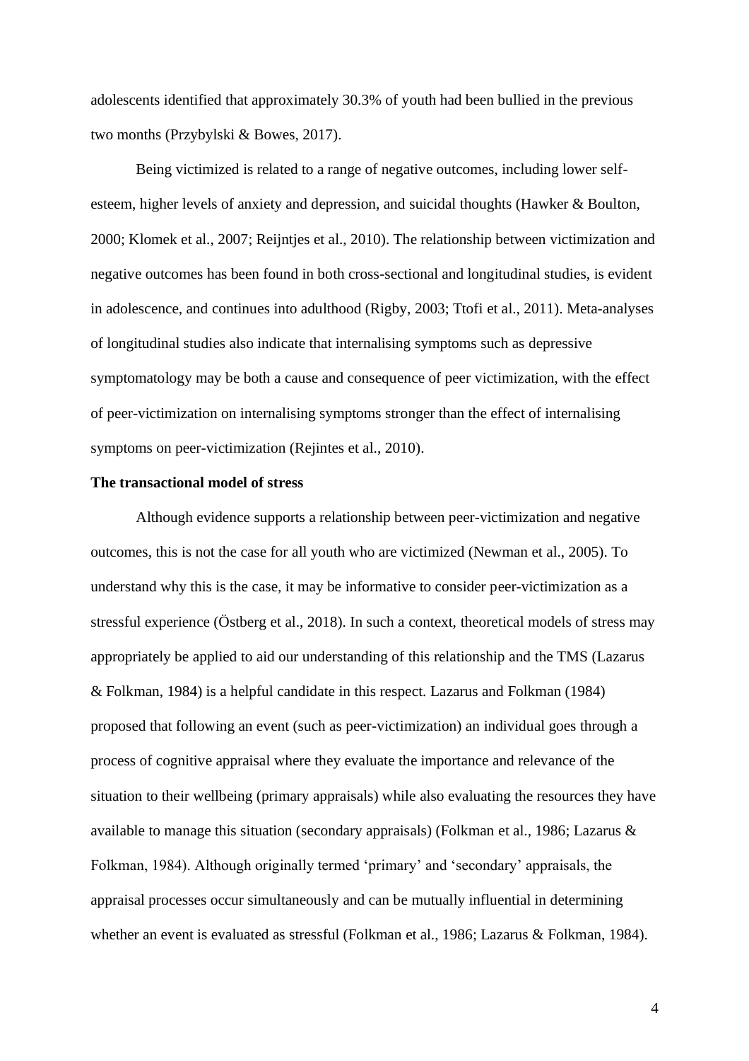adolescents identified that approximately 30.3% of youth had been bullied in the previous two months (Przybylski & Bowes, 2017).

Being victimized is related to a range of negative outcomes, including lower self-esteem, higher levels of anxiety and depression, and suicidal thoughts (Hawker & Boulton, 2000; Klomek et al., 2007; Reijntjes et al., 2010). The relationship between victimization and negative outcomes has been found in both cross-sectional and longitudinal studies, is evident in adolescence, and continues into adulthood (Rigby, 2003; Ttofi et al., 2011). Meta-analyses of longitudinal studies also indicate that internalising symptoms such as depressive symptomatology may be both a cause and consequence of peer victimization, with the effect of peer-victimization on internalising symptoms stronger than the effect of internalising symptoms on peer-victimization (Rejintes et al., 2010).

**The transactional model of stress**

Although evidence supports a relationship between peer-victimization and negative outcomes, this is not the case for all youth who are victimized (Newman et al., 2005). To understand why this is the case, it may be informative to consider peer-victimization as a stressful experience (Östberg et al., 2018). In such a context, theoretical models of stress may appropriately be applied to aid our understanding of this relationship and the TMS (Lazarus & Folkman, 1984) is a helpful candidate in this respect. Lazarus and Folkman (1984) proposed that following an event (such as peer-victimization) an individual goes through a process of cognitive appraisal where they evaluate the importance and relevance of the situation to their wellbeing (primary appraisals) while also evaluating the resources they have available to manage this situation (secondary appraisals) (Folkman et al., 1986; Lazarus & Folkman, 1984). Although originally termed 'primary' and 'secondary' appraisals, the appraisal processes occur simultaneously and can be mutually influential in determining whether an event is evaluated as stressful (Folkman et al., 1986; Lazarus & Folkman, 1984).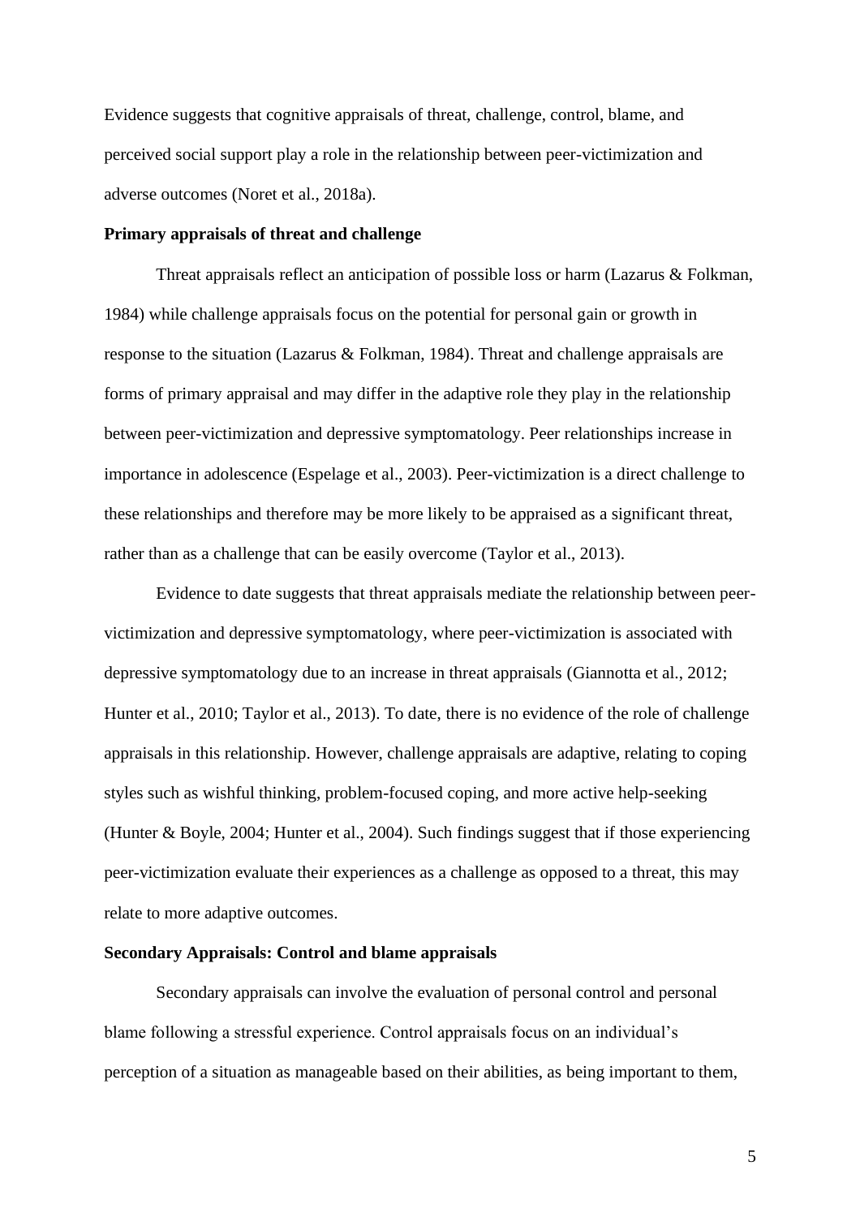Evidence suggests that cognitive appraisals of threat, challenge, control, blame, and perceived social support play a role in the relationship between peer-victimization and adverse outcomes (Noret et al., 2018a).

**Primary appraisals of threat and challenge**

Threat appraisals reflect an anticipation of possible loss or harm (Lazarus & Folkman, 1984) while challenge appraisals focus on the potential for personal gain or growth in response to the situation (Lazarus & Folkman, 1984). Threat and challenge appraisals are forms of primary appraisal and may differ in the adaptive role they play in the relationship between peer-victimization and depressive symptomatology. Peer relationships increase in importance in adolescence (Espelage et al., 2003). Peer-victimization is a direct challenge to these relationships and therefore may be more likely to be appraised as a significant threat, rather than as a challenge that can be easily overcome (Taylor et al., 2013).

Evidence to date suggests that threat appraisals mediate the relationship between peer-victimization and depressive symptomatology, where peer-victimization is associated with depressive symptomatology due to an increase in threat appraisals (Giannotta et al., 2012; Hunter et al., 2010; Taylor et al., 2013). To date, there is no evidence of the role of challenge appraisals in this relationship. However, challenge appraisals are adaptive, relating to coping styles such as wishful thinking, problem-focused coping, and more active help-seeking (Hunter & Boyle, 2004; Hunter et al., 2004). Such findings suggest that if those experiencing peer-victimization evaluate their experiences as a challenge as opposed to a threat, this may relate to more adaptive outcomes.

**Secondary Appraisals: Control and blame appraisals**

Secondary appraisals can involve the evaluation of personal control and personal blame following a stressful experience. Control appraisals focus on an individual's perception of a situation as manageable based on their abilities, as being important to them,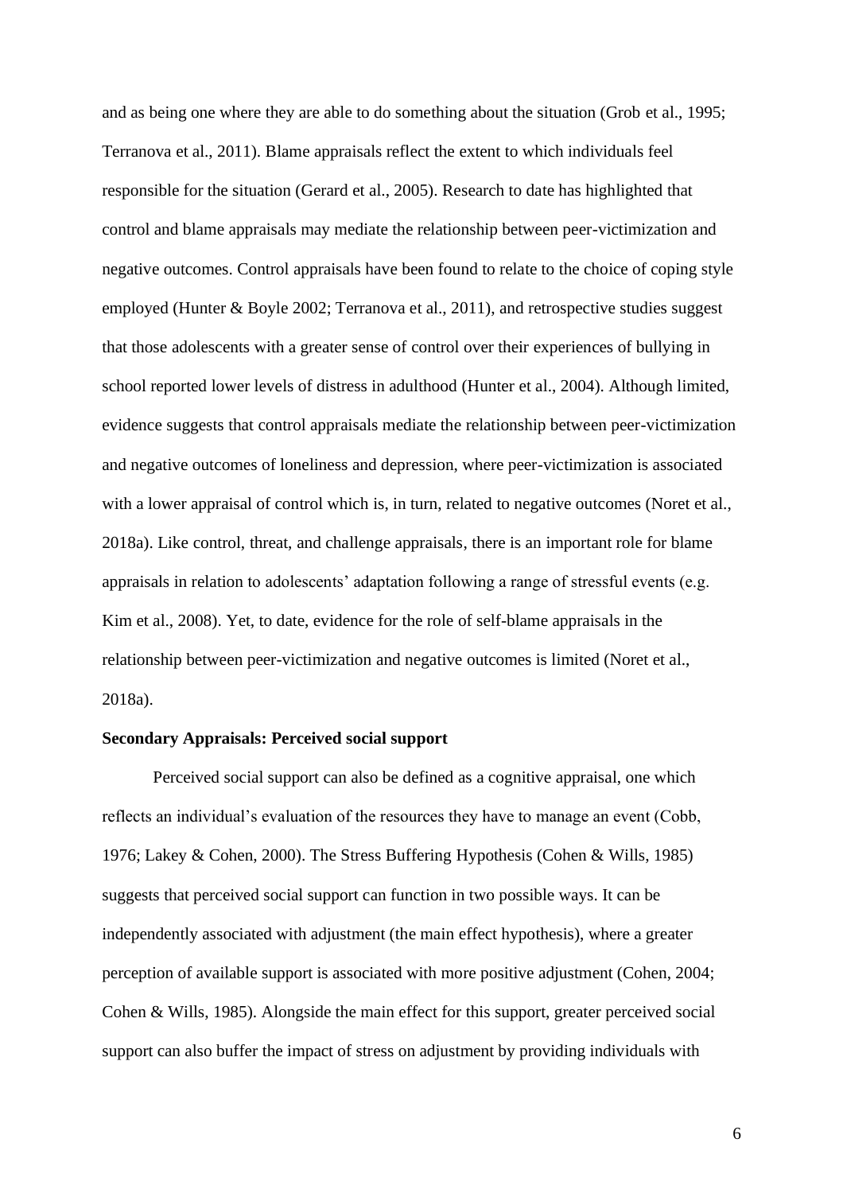and as being one where they are able to do something about the situation (Grob et al., 1995; Terranova et al., 2011). Blame appraisals reflect the extent to which individuals feel responsible for the situation (Gerard et al., 2005). Research to date has highlighted that control and blame appraisals may mediate the relationship between peer-victimization and negative outcomes. Control appraisals have been found to relate to the choice of coping style employed (Hunter & Boyle 2002; Terranova et al., 2011), and retrospective studies suggest that those adolescents with a greater sense of control over their experiences of bullying in school reported lower levels of distress in adulthood (Hunter et al., 2004). Although limited, evidence suggests that control appraisals mediate the relationship between peer-victimization and negative outcomes of loneliness and depression, where peer-victimization is associated with a lower appraisal of control which is, in turn, related to negative outcomes (Noret et al., 2018a). Like control, threat, and challenge appraisals, there is an important role for blame appraisals in relation to adolescents' adaptation following a range of stressful events (e.g. Kim et al., 2008). Yet, to date, evidence for the role of self-blame appraisals in the relationship between peer-victimization and negative outcomes is limited (Noret et al., 2018a).

**Secondary Appraisals: Perceived social support**

Perceived social support can also be defined as a cognitive appraisal, one which reflects an individual's evaluation of the resources they have to manage an event (Cobb, 1976; Lakey & Cohen, 2000). The Stress Buffering Hypothesis (Cohen & Wills, 1985) suggests that perceived social support can function in two possible ways. It can be independently associated with adjustment (the main effect hypothesis), where a greater perception of available support is associated with more positive adjustment (Cohen, 2004; Cohen & Wills, 1985). Alongside the main effect for this support, greater perceived social support can also buffer the impact of stress on adjustment by providing individuals with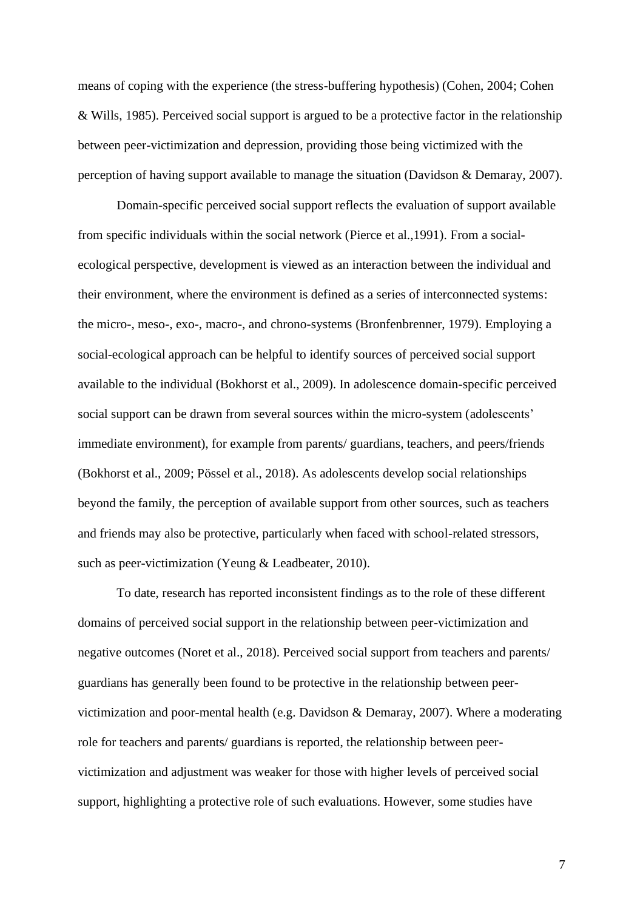means of coping with the experience (the stress-buffering hypothesis) (Cohen, 2004; Cohen & Wills, 1985). Perceived social support is argued to be a protective factor in the relationship between peer-victimization and depression, providing those being victimized with the perception of having support available to manage the situation (Davidson & Demaray, 2007).

Domain-specific perceived social support reflects the evaluation of support available from specific individuals within the social network (Pierce et al.,1991). From a social-ecological perspective, development is viewed as an interaction between the individual and their environment, where the environment is defined as a series of interconnected systems: the micro-, meso-, exo-, macro-, and chrono-systems (Bronfenbrenner, 1979). Employing a social-ecological approach can be helpful to identify sources of perceived social support available to the individual (Bokhorst et al., 2009). In adolescence domain-specific perceived social support can be drawn from several sources within the micro-system (adolescents' immediate environment), for example from parents/ guardians, teachers, and peers/friends (Bokhorst et al., 2009; Pössel et al., 2018). As adolescents develop social relationships beyond the family, the perception of available support from other sources, such as teachers and friends may also be protective, particularly when faced with school-related stressors, such as peer-victimization (Yeung & Leadbeater, 2010).

To date, research has reported inconsistent findings as to the role of these different domains of perceived social support in the relationship between peer-victimization and negative outcomes (Noret et al., 2018). Perceived social support from teachers and parents/ guardians has generally been found to be protective in the relationship between peer-victimization and poor-mental health (e.g. Davidson & Demaray, 2007). Where a moderating role for teachers and parents/ guardians is reported, the relationship between peer-victimization and adjustment was weaker for those with higher levels of perceived social support, highlighting a protective role of such evaluations. However, some studies have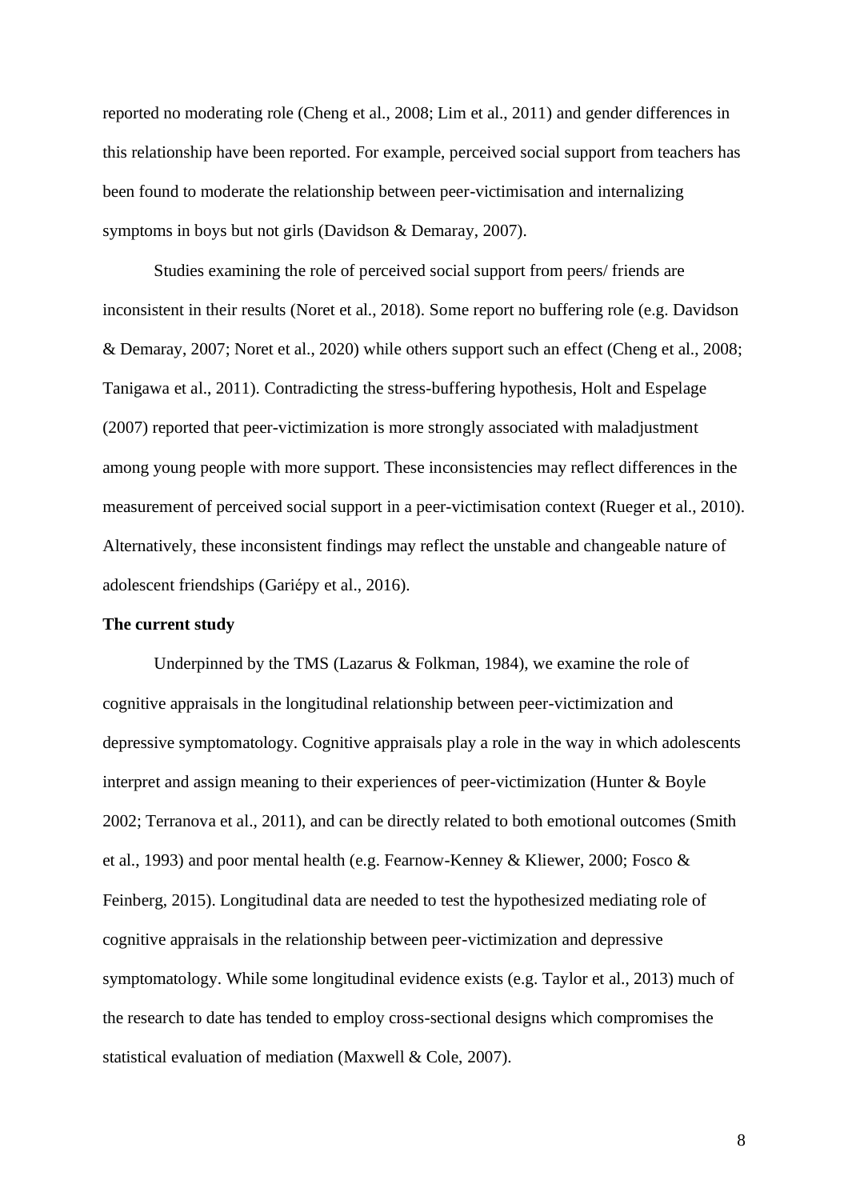reported no moderating role (Cheng et al., 2008; Lim et al., 2011) and gender differences in this relationship have been reported. For example, perceived social support from teachers has been found to moderate the relationship between peer-victimisation and internalizing symptoms in boys but not girls (Davidson & Demaray, 2007).

Studies examining the role of perceived social support from peers/ friends are inconsistent in their results (Noret et al., 2018). Some report no buffering role (e.g. Davidson & Demaray, 2007; Noret et al., 2020) while others support such an effect (Cheng et al., 2008; Tanigawa et al., 2011). Contradicting the stress-buffering hypothesis, Holt and Espelage (2007) reported that peer-victimization is more strongly associated with maladjustment among young people with more support. These inconsistencies may reflect differences in the measurement of perceived social support in a peer-victimisation context (Rueger et al., 2010). Alternatively, these inconsistent findings may reflect the unstable and changeable nature of adolescent friendships (Gariépy et al., 2016).

**The current study**

Underpinned by the TMS (Lazarus & Folkman, 1984), we examine the role of cognitive appraisals in the longitudinal relationship between peer-victimization and depressive symptomatology. Cognitive appraisals play a role in the way in which adolescents interpret and assign meaning to their experiences of peer-victimization (Hunter & Boyle 2002; Terranova et al., 2011), and can be directly related to both emotional outcomes (Smith et al., 1993) and poor mental health (e.g. Fearnow-Kenney & Kliewer, 2000; Fosco & Feinberg, 2015). Longitudinal data are needed to test the hypothesized mediating role of cognitive appraisals in the relationship between peer-victimization and depressive symptomatology. While some longitudinal evidence exists (e.g. Taylor et al., 2013) much of the research to date has tended to employ cross-sectional designs which compromises the statistical evaluation of mediation (Maxwell & Cole, 2007).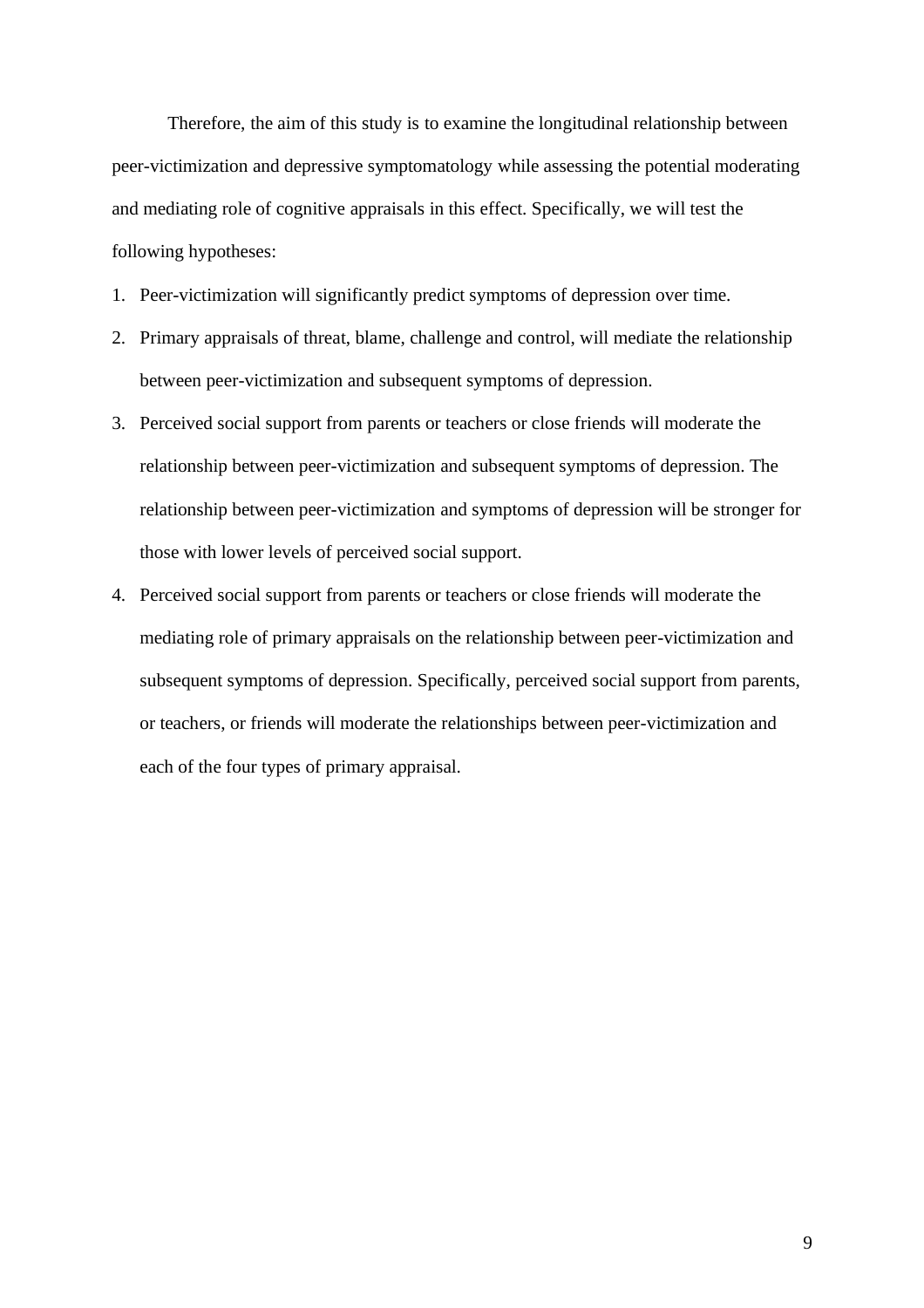Therefore, the aim of this study is to examine the longitudinal relationship between peer-victimization and depressive symptomatology while assessing the potential moderating and mediating role of cognitive appraisals in this effect. Specifically, we will test the following hypotheses:

1. Peer-victimization will significantly predict symptoms of depression over time.
2. Primary appraisals of threat, blame, challenge and control, will mediate the relationship between peer-victimization and subsequent symptoms of depression.
3. Perceived social support from parents or teachers or close friends will moderate the relationship between peer-victimization and subsequent symptoms of depression. The relationship between peer-victimization and symptoms of depression will be stronger for those with lower levels of perceived social support.
4. Perceived social support from parents or teachers or close friends will moderate the mediating role of primary appraisals on the relationship between peer-victimization and subsequent symptoms of depression. Specifically, perceived social support from parents, or teachers, or friends will moderate the relationships between peer-victimization and each of the four types of primary appraisal.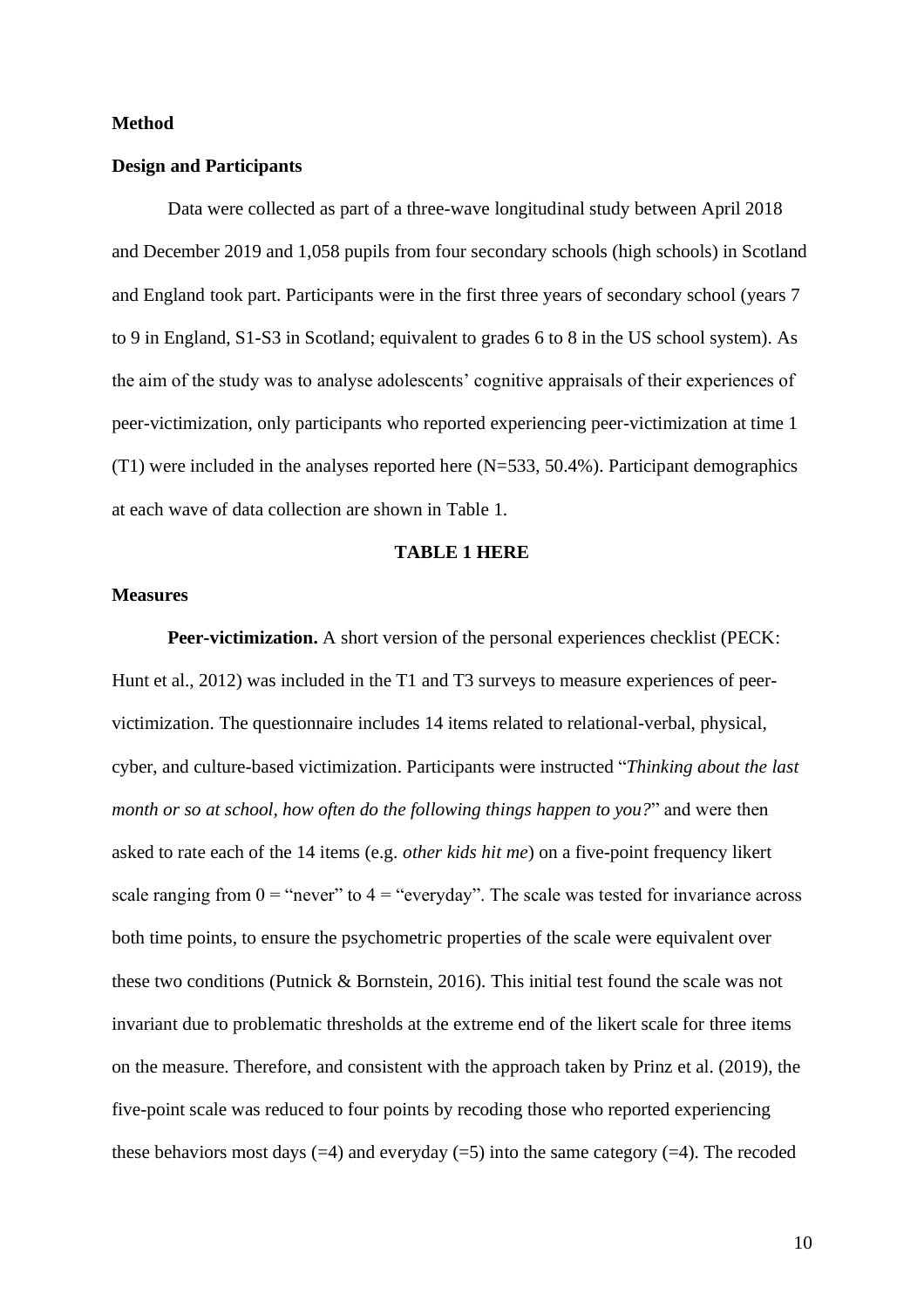## Method

### Design and Participants

Data were collected as part of a three-wave longitudinal study between April 2018 and December 2019 and 1,058 pupils from four secondary schools (high schools) in Scotland and England took part. Participants were in the first three years of secondary school (years 7 to 9 in England, S1-S3 in Scotland; equivalent to grades 6 to 8 in the US school system). As the aim of the study was to analyse adolescents' cognitive appraisals of their experiences of peer-victimization, only participants who reported experiencing peer-victimization at time 1 (T1) were included in the analyses reported here (N=533, 50.4%). Participant demographics at each wave of data collection are shown in Table 1.

**TABLE 1 HERE**

### Measures

**Peer-victimization.** A short version of the personal experiences checklist (PECK: Hunt et al., 2012) was included in the T1 and T3 surveys to measure experiences of peer-victimization. The questionnaire includes 14 items related to relational-verbal, physical, cyber, and culture-based victimization. Participants were instructed "*Thinking about the last month or so at school, how often do the following things happen to you?*" and were then asked to rate each of the 14 items (e.g. *other kids hit me*) on a five-point frequency likert scale ranging from 0 = "never" to 4 = "everyday". The scale was tested for invariance across both time points, to ensure the psychometric properties of the scale were equivalent over these two conditions (Putnick & Bornstein, 2016). This initial test found the scale was not invariant due to problematic thresholds at the extreme end of the likert scale for three items on the measure. Therefore, and consistent with the approach taken by Prinz et al. (2019), the five-point scale was reduced to four points by recoding those who reported experiencing these behaviors most days (=4) and everyday (=5) into the same category (=4). The recoded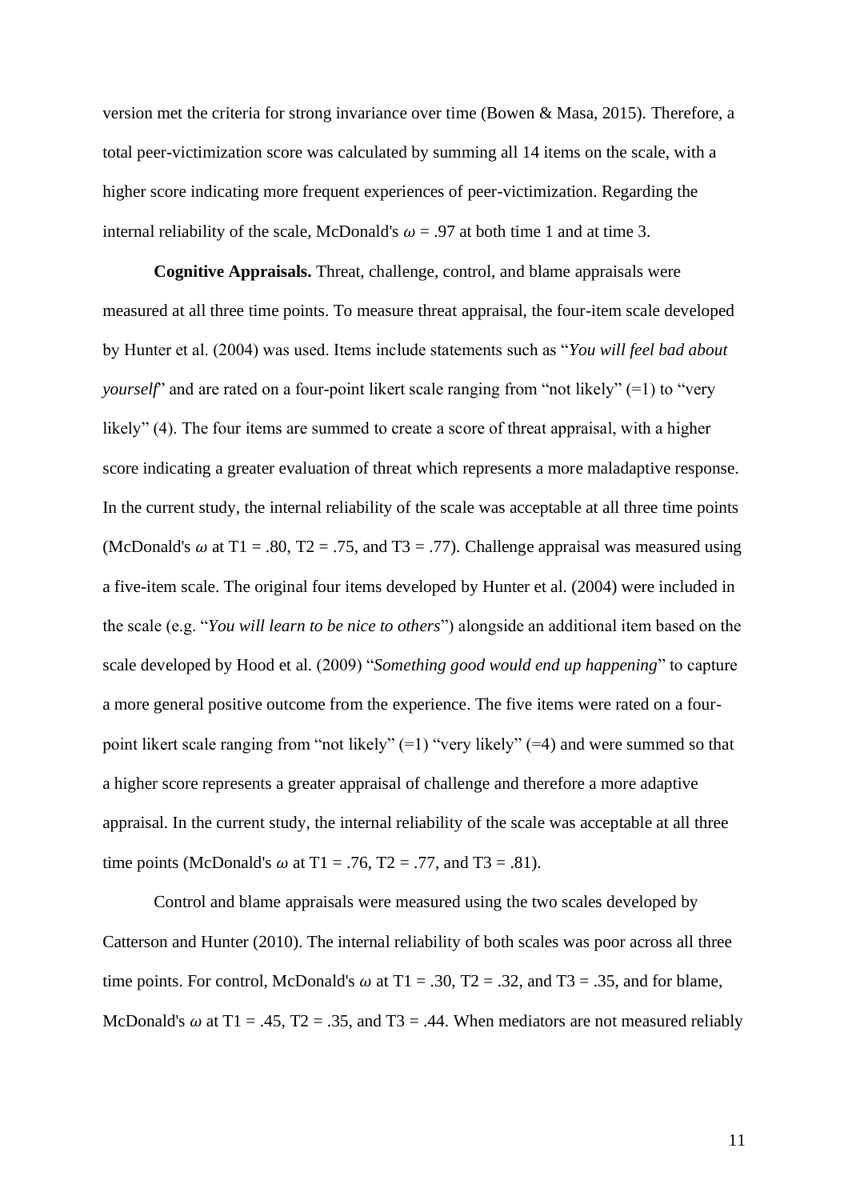version met the criteria for strong invariance over time (Bowen & Masa, 2015). Therefore, a total peer-victimization score was calculated by summing all 14 items on the scale, with a higher score indicating more frequent experiences of peer-victimization. Regarding the internal reliability of the scale, McDonald's $\omega$ = .97 at both time 1 and at time 3.

**Cognitive Appraisals.** Threat, challenge, control, and blame appraisals were measured at all three time points. To measure threat appraisal, the four-item scale developed by Hunter et al. (2004) was used. Items include statements such as "*You will feel bad about yourself*" and are rated on a four-point likert scale ranging from "not likely" (=1) to "very likely" (4). The four items are summed to create a score of threat appraisal, with a higher score indicating a greater evaluation of threat which represents a more maladaptive response. In the current study, the internal reliability of the scale was acceptable at all three time points (McDonald's $\omega$ at T1 = .80, T2 = .75, and T3 = .77). Challenge appraisal was measured using a five-item scale. The original four items developed by Hunter et al. (2004) were included in the scale (e.g. "*You will learn to be nice to others*") alongside an additional item based on the scale developed by Hood et al. (2009) "*Something good would end up happening*" to capture a more general positive outcome from the experience. The five items were rated on a four-point likert scale ranging from "not likely" (=1) "very likely" (=4) and were summed so that a higher score represents a greater appraisal of challenge and therefore a more adaptive appraisal. In the current study, the internal reliability of the scale was acceptable at all three time points (McDonald's $\omega$ at T1 = .76, T2 = .77, and T3 = .81).

Control and blame appraisals were measured using the two scales developed by Catterson and Hunter (2010). The internal reliability of both scales was poor across all three time points. For control, McDonald's $\omega$ at T1 = .30, T2 = .32, and T3 = .35, and for blame, McDonald's $\omega$ at T1 = .45, T2 = .35, and T3 = .44. When mediators are not measured reliably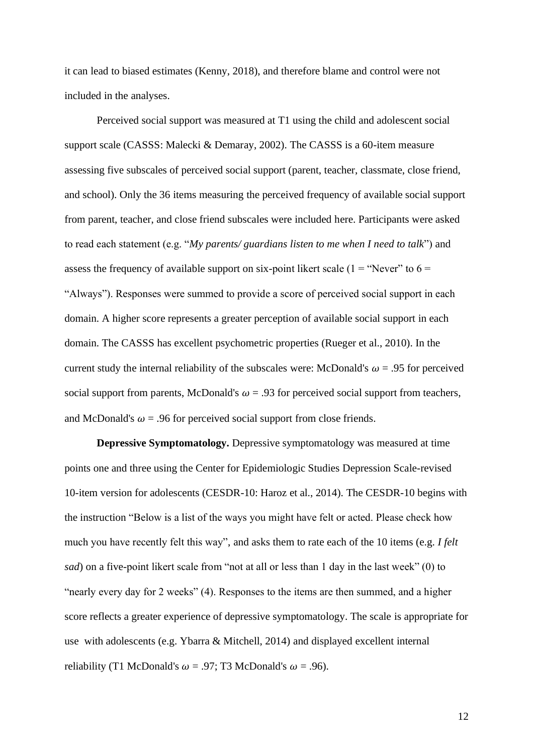it can lead to biased estimates (Kenny, 2018), and therefore blame and control were not included in the analyses.

Perceived social support was measured at T1 using the child and adolescent social support scale (CASSS: Malecki & Demaray, 2002). The CASSS is a 60-item measure assessing five subscales of perceived social support (parent, teacher, classmate, close friend, and school). Only the 36 items measuring the perceived frequency of available social support from parent, teacher, and close friend subscales were included here. Participants were asked to read each statement (e.g. "*My parents/ guardians listen to me when I need to talk*") and assess the frequency of available support on six-point likert scale (1 = "Never" to 6 = "Always"). Responses were summed to provide a score of perceived social support in each domain. A higher score represents a greater perception of available social support in each domain. The CASSS has excellent psychometric properties (Rueger et al., 2010). In the current study the internal reliability of the subscales were: McDonald's $\omega$ = .95 for perceived social support from parents, McDonald's $\omega$ = .93 for perceived social support from teachers, and McDonald's $\omega$ = .96 for perceived social support from close friends.

**Depressive Symptomatology.** Depressive symptomatology was measured at time points one and three using the Center for Epidemiologic Studies Depression Scale-revised 10-item version for adolescents (CESDR-10: Haroz et al., 2014). The CESDR-10 begins with the instruction "Below is a list of the ways you might have felt or acted. Please check how much you have recently felt this way", and asks them to rate each of the 10 items (e.g. *I felt sad*) on a five-point likert scale from "not at all or less than 1 day in the last week" (0) to "nearly every day for 2 weeks" (4). Responses to the items are then summed, and a higher score reflects a greater experience of depressive symptomatology. The scale is appropriate for use with adolescents (e.g. Ybarra & Mitchell, 2014) and displayed excellent internal reliability (T1 McDonald's $\omega$ = .97; T3 McDonald's $\omega$ = .96).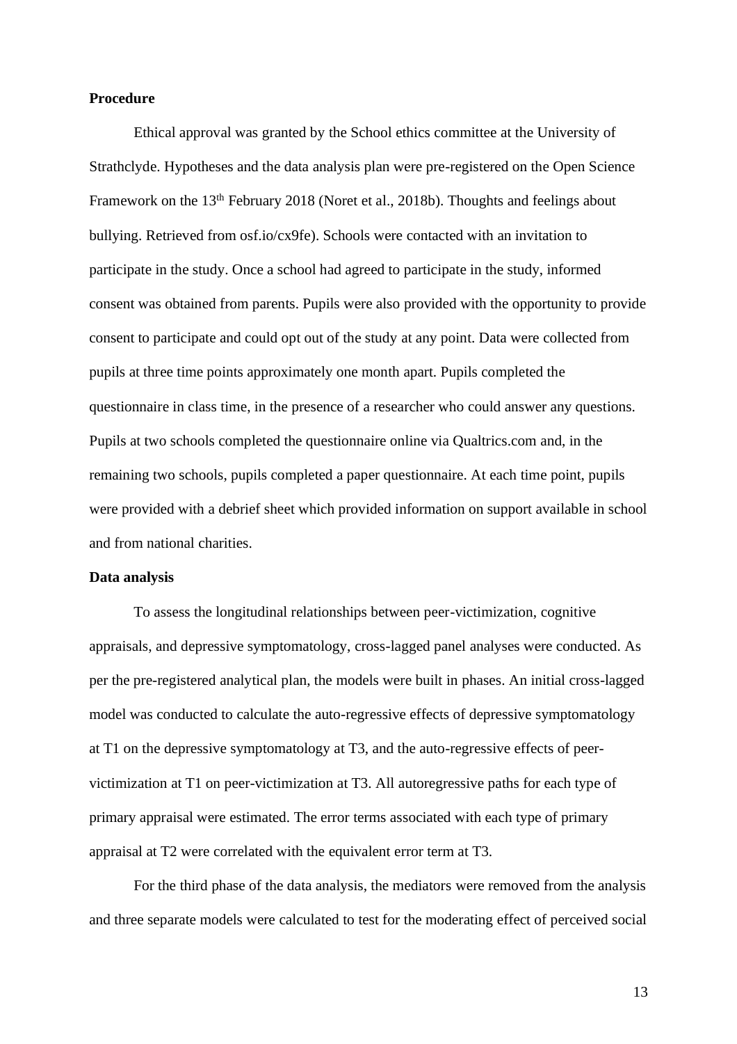**Procedure**

Ethical approval was granted by the School ethics committee at the University of Strathclyde. Hypotheses and the data analysis plan were pre-registered on the Open Science Framework on the 13th February 2018 (Noret et al., 2018b). Thoughts and feelings about bullying. Retrieved from osf.io/cx9fe). Schools were contacted with an invitation to participate in the study. Once a school had agreed to participate in the study, informed consent was obtained from parents. Pupils were also provided with the opportunity to provide consent to participate and could opt out of the study at any point. Data were collected from pupils at three time points approximately one month apart. Pupils completed the questionnaire in class time, in the presence of a researcher who could answer any questions. Pupils at two schools completed the questionnaire online via Qualtrics.com and, in the remaining two schools, pupils completed a paper questionnaire. At each time point, pupils were provided with a debrief sheet which provided information on support available in school and from national charities.

**Data analysis**

To assess the longitudinal relationships between peer-victimization, cognitive appraisals, and depressive symptomatology, cross-lagged panel analyses were conducted. As per the pre-registered analytical plan, the models were built in phases. An initial cross-lagged model was conducted to calculate the auto-regressive effects of depressive symptomatology at T1 on the depressive symptomatology at T3, and the auto-regressive effects of peer-victimization at T1 on peer-victimization at T3. All autoregressive paths for each type of primary appraisal were estimated. The error terms associated with each type of primary appraisal at T2 were correlated with the equivalent error term at T3.

For the third phase of the data analysis, the mediators were removed from the analysis and three separate models were calculated to test for the moderating effect of perceived social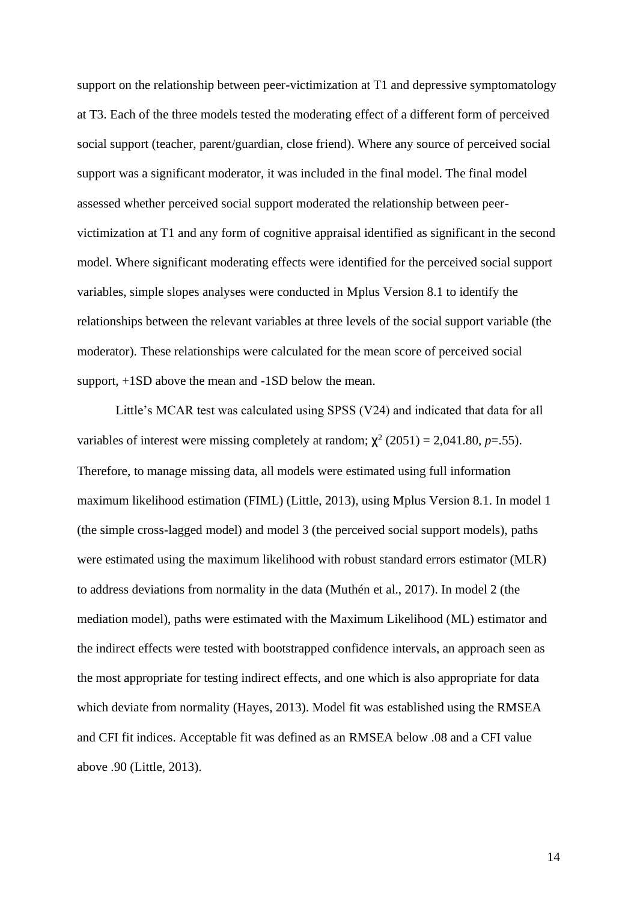support on the relationship between peer-victimization at T1 and depressive symptomatology at T3. Each of the three models tested the moderating effect of a different form of perceived social support (teacher, parent/guardian, close friend). Where any source of perceived social support was a significant moderator, it was included in the final model. The final model assessed whether perceived social support moderated the relationship between peer-victimization at T1 and any form of cognitive appraisal identified as significant in the second model. Where significant moderating effects were identified for the perceived social support variables, simple slopes analyses were conducted in Mplus Version 8.1 to identify the relationships between the relevant variables at three levels of the social support variable (the moderator). These relationships were calculated for the mean score of perceived social support, +1SD above the mean and -1SD below the mean.

Little's MCAR test was calculated using SPSS (V24) and indicated that data for all variables of interest were missing completely at random; $\chi^2$ (2051) = 2,041.80, $p$=.55). Therefore, to manage missing data, all models were estimated using full information maximum likelihood estimation (FIML) (Little, 2013), using Mplus Version 8.1. In model 1 (the simple cross-lagged model) and model 3 (the perceived social support models), paths were estimated using the maximum likelihood with robust standard errors estimator (MLR) to address deviations from normality in the data (Muthén et al., 2017). In model 2 (the mediation model), paths were estimated with the Maximum Likelihood (ML) estimator and the indirect effects were tested with bootstrapped confidence intervals, an approach seen as the most appropriate for testing indirect effects, and one which is also appropriate for data which deviate from normality (Hayes, 2013). Model fit was established using the RMSEA and CFI fit indices. Acceptable fit was defined as an RMSEA below .08 and a CFI value above .90 (Little, 2013).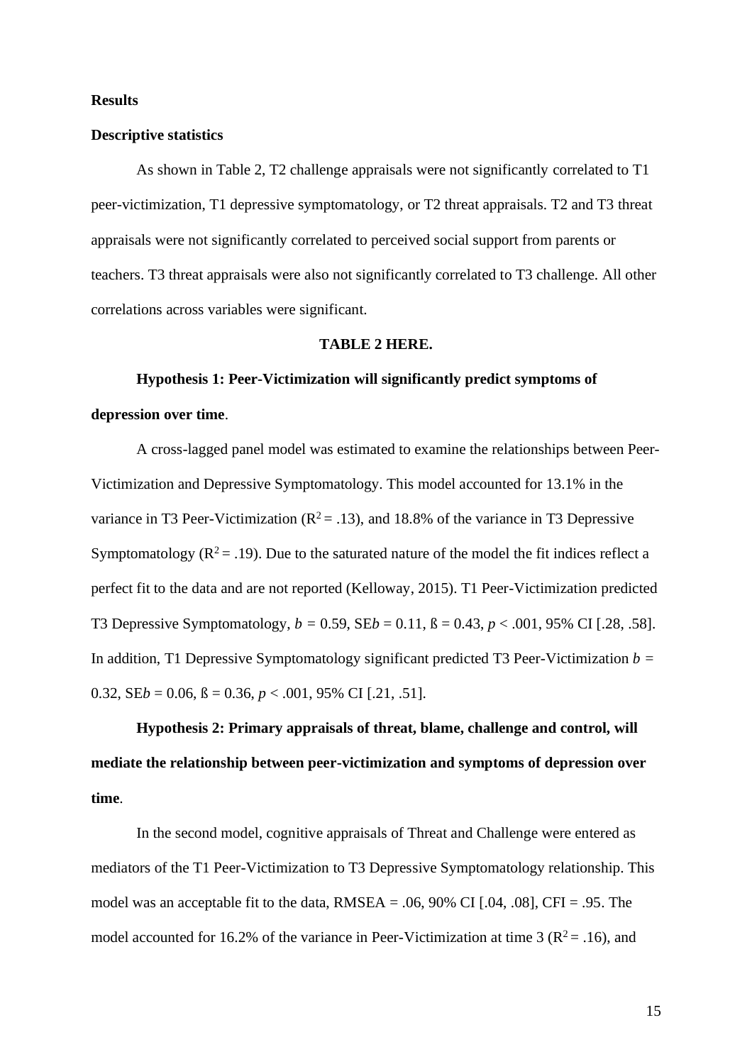**Results**

**Descriptive statistics**

As shown in Table 2, T2 challenge appraisals were not significantly correlated to T1 peer-victimization, T1 depressive symptomatology, or T2 threat appraisals. T2 and T3 threat appraisals were not significantly correlated to perceived social support from parents or teachers. T3 threat appraisals were also not significantly correlated to T3 challenge. All other correlations across variables were significant.

**TABLE 2 HERE.**

**Hypothesis 1: Peer-Victimization will significantly predict symptoms of depression over time**.

A cross-lagged panel model was estimated to examine the relationships between Peer-Victimization and Depressive Symptomatology. This model accounted for 13.1% in the variance in T3 Peer-Victimization ($R^2 = .13$), and 18.8% of the variance in T3 Depressive Symptomatology ($R^2 = .19$). Due to the saturated nature of the model the fit indices reflect a perfect fit to the data and are not reported (Kelloway, 2015). T1 Peer-Victimization predicted T3 Depressive Symptomatology, $b = 0.59$, SE$b$ = 0.11, ß = 0.43, $p < .001$, 95% CI [.28, .58]. In addition, T1 Depressive Symptomatology significant predicted T3 Peer-Victimization $b = 0.32$, SE$b$ = 0.06, ß = 0.36, $p < .001$, 95% CI [.21, .51].

**Hypothesis 2: Primary appraisals of threat, blame, challenge and control, will mediate the relationship between peer-victimization and symptoms of depression over time**.

In the second model, cognitive appraisals of Threat and Challenge were entered as mediators of the T1 Peer-Victimization to T3 Depressive Symptomatology relationship. This model was an acceptable fit to the data, RMSEA = .06, 90% CI [.04, .08], CFI = .95. The model accounted for 16.2% of the variance in Peer-Victimization at time 3 ($R^2 = .16$), and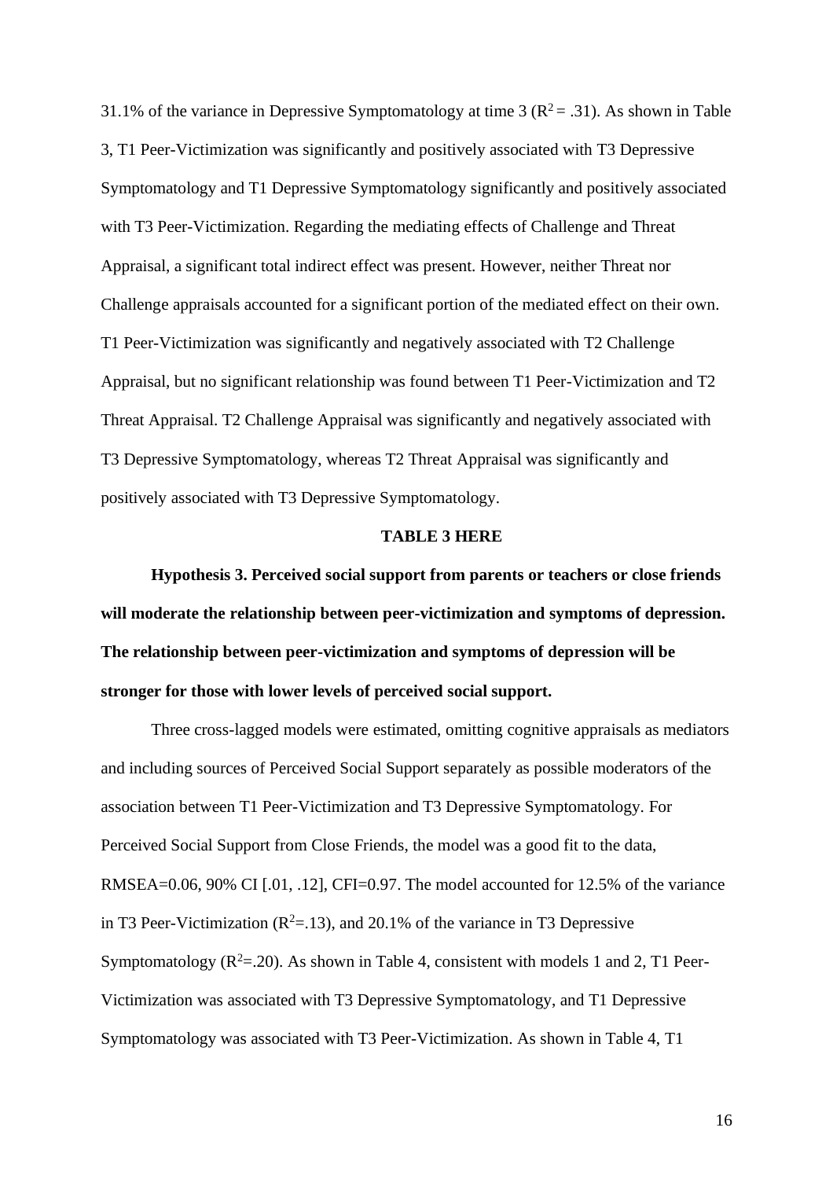31.1% of the variance in Depressive Symptomatology at time 3 ($R^2 = .31$). As shown in Table 3, T1 Peer-Victimization was significantly and positively associated with T3 Depressive Symptomatology and T1 Depressive Symptomatology significantly and positively associated with T3 Peer-Victimization. Regarding the mediating effects of Challenge and Threat Appraisal, a significant total indirect effect was present. However, neither Threat nor Challenge appraisals accounted for a significant portion of the mediated effect on their own. T1 Peer-Victimization was significantly and negatively associated with T2 Challenge Appraisal, but no significant relationship was found between T1 Peer-Victimization and T2 Threat Appraisal. T2 Challenge Appraisal was significantly and negatively associated with T3 Depressive Symptomatology, whereas T2 Threat Appraisal was significantly and positively associated with T3 Depressive Symptomatology.

**TABLE 3 HERE**

**Hypothesis 3. Perceived social support from parents or teachers or close friends will moderate the relationship between peer-victimization and symptoms of depression. The relationship between peer-victimization and symptoms of depression will be stronger for those with lower levels of perceived social support.**

Three cross-lagged models were estimated, omitting cognitive appraisals as mediators and including sources of Perceived Social Support separately as possible moderators of the association between T1 Peer-Victimization and T3 Depressive Symptomatology. For Perceived Social Support from Close Friends, the model was a good fit to the data, RMSEA=0.06, 90% CI [.01, .12], CFI=0.97. The model accounted for 12.5% of the variance in T3 Peer-Victimization ($R^2$=.13), and 20.1% of the variance in T3 Depressive Symptomatology ($R^2$=.20). As shown in Table 4, consistent with models 1 and 2, T1 Peer-Victimization was associated with T3 Depressive Symptomatology, and T1 Depressive Symptomatology was associated with T3 Peer-Victimization. As shown in Table 4, T1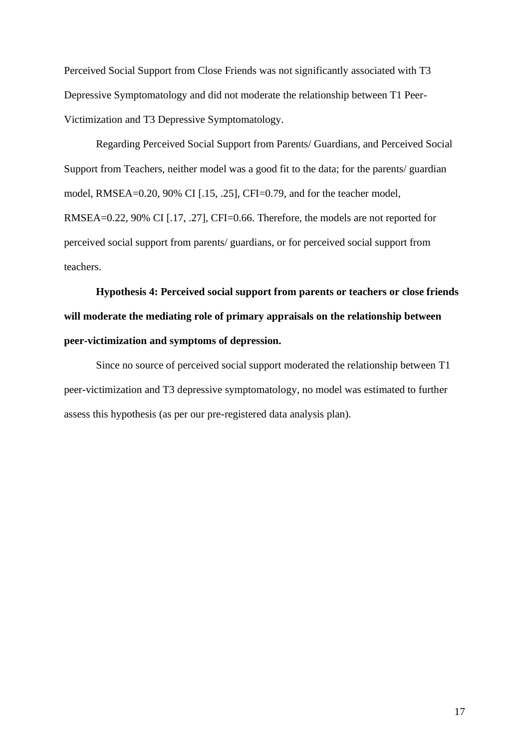Perceived Social Support from Close Friends was not significantly associated with T3 Depressive Symptomatology and did not moderate the relationship between T1 Peer-Victimization and T3 Depressive Symptomatology.

Regarding Perceived Social Support from Parents/ Guardians, and Perceived Social Support from Teachers, neither model was a good fit to the data; for the parents/ guardian model, RMSEA=0.20, 90% CI [.15, .25], CFI=0.79, and for the teacher model, RMSEA=0.22, 90% CI [.17, .27], CFI=0.66. Therefore, the models are not reported for perceived social support from parents/ guardians, or for perceived social support from teachers.

**Hypothesis 4: Perceived social support from parents or teachers or close friends will moderate the mediating role of primary appraisals on the relationship between peer-victimization and symptoms of depression.**

Since no source of perceived social support moderated the relationship between T1 peer-victimization and T3 depressive symptomatology, no model was estimated to further assess this hypothesis (as per our pre-registered data analysis plan).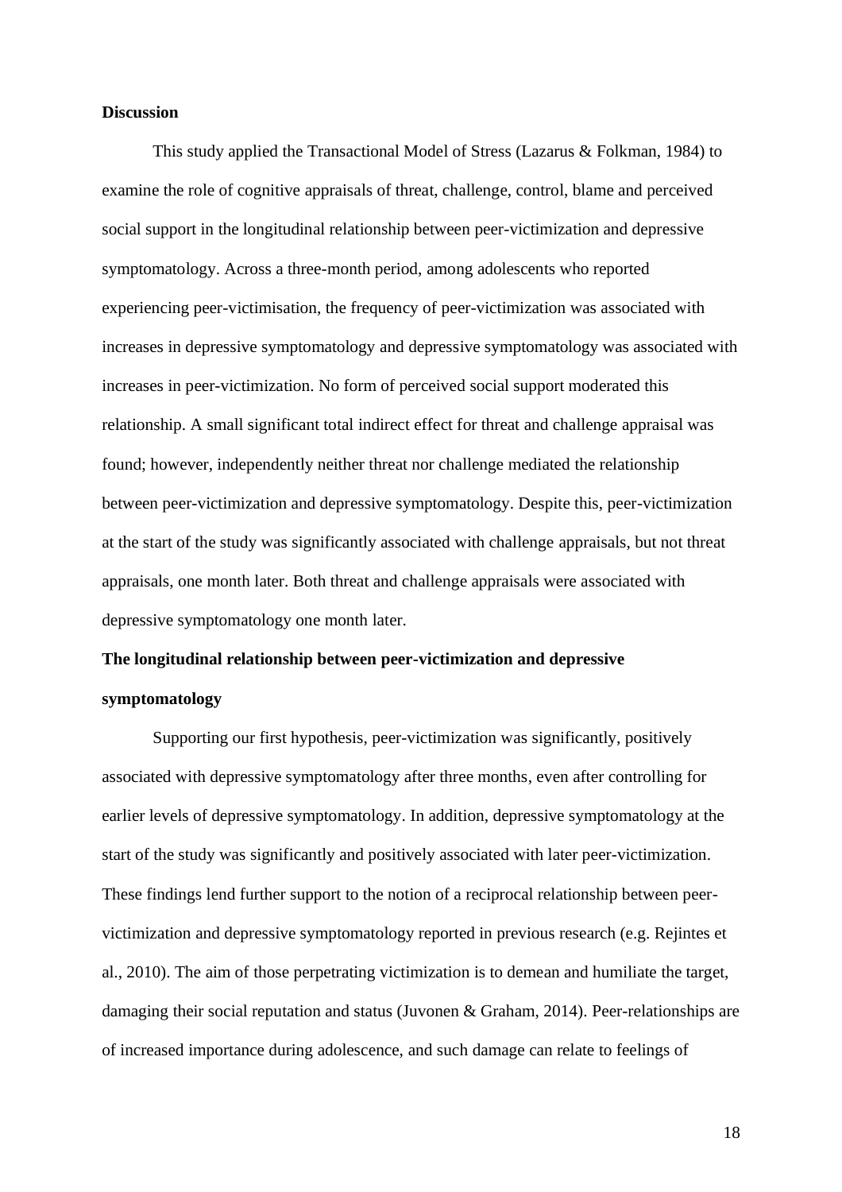**Discussion**

This study applied the Transactional Model of Stress (Lazarus & Folkman, 1984) to examine the role of cognitive appraisals of threat, challenge, control, blame and perceived social support in the longitudinal relationship between peer-victimization and depressive symptomatology. Across a three-month period, among adolescents who reported experiencing peer-victimisation, the frequency of peer-victimization was associated with increases in depressive symptomatology and depressive symptomatology was associated with increases in peer-victimization. No form of perceived social support moderated this relationship. A small significant total indirect effect for threat and challenge appraisal was found; however, independently neither threat nor challenge mediated the relationship between peer-victimization and depressive symptomatology. Despite this, peer-victimization at the start of the study was significantly associated with challenge appraisals, but not threat appraisals, one month later. Both threat and challenge appraisals were associated with depressive symptomatology one month later.

**The longitudinal relationship between peer-victimization and depressive symptomatology**

Supporting our first hypothesis, peer-victimization was significantly, positively associated with depressive symptomatology after three months, even after controlling for earlier levels of depressive symptomatology. In addition, depressive symptomatology at the start of the study was significantly and positively associated with later peer-victimization. These findings lend further support to the notion of a reciprocal relationship between peer-victimization and depressive symptomatology reported in previous research (e.g. Rejintes et al., 2010). The aim of those perpetrating victimization is to demean and humiliate the target, damaging their social reputation and status (Juvonen & Graham, 2014). Peer-relationships are of increased importance during adolescence, and such damage can relate to feelings of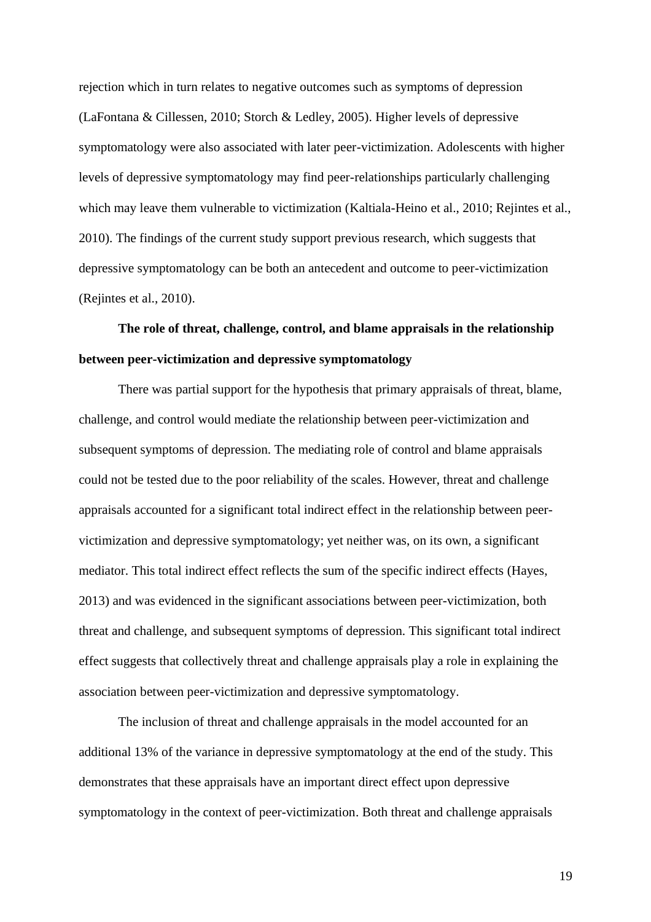rejection which in turn relates to negative outcomes such as symptoms of depression (LaFontana & Cillessen, 2010; Storch & Ledley, 2005). Higher levels of depressive symptomatology were also associated with later peer-victimization. Adolescents with higher levels of depressive symptomatology may find peer-relationships particularly challenging which may leave them vulnerable to victimization (Kaltiala-Heino et al., 2010; Rejintes et al., 2010). The findings of the current study support previous research, which suggests that depressive symptomatology can be both an antecedent and outcome to peer-victimization (Rejintes et al., 2010).

**The role of threat, challenge, control, and blame appraisals in the relationship between peer-victimization and depressive symptomatology**

There was partial support for the hypothesis that primary appraisals of threat, blame, challenge, and control would mediate the relationship between peer-victimization and subsequent symptoms of depression. The mediating role of control and blame appraisals could not be tested due to the poor reliability of the scales. However, threat and challenge appraisals accounted for a significant total indirect effect in the relationship between peer-victimization and depressive symptomatology; yet neither was, on its own, a significant mediator. This total indirect effect reflects the sum of the specific indirect effects (Hayes, 2013) and was evidenced in the significant associations between peer-victimization, both threat and challenge, and subsequent symptoms of depression. This significant total indirect effect suggests that collectively threat and challenge appraisals play a role in explaining the association between peer-victimization and depressive symptomatology.

The inclusion of threat and challenge appraisals in the model accounted for an additional 13% of the variance in depressive symptomatology at the end of the study. This demonstrates that these appraisals have an important direct effect upon depressive symptomatology in the context of peer-victimization. Both threat and challenge appraisals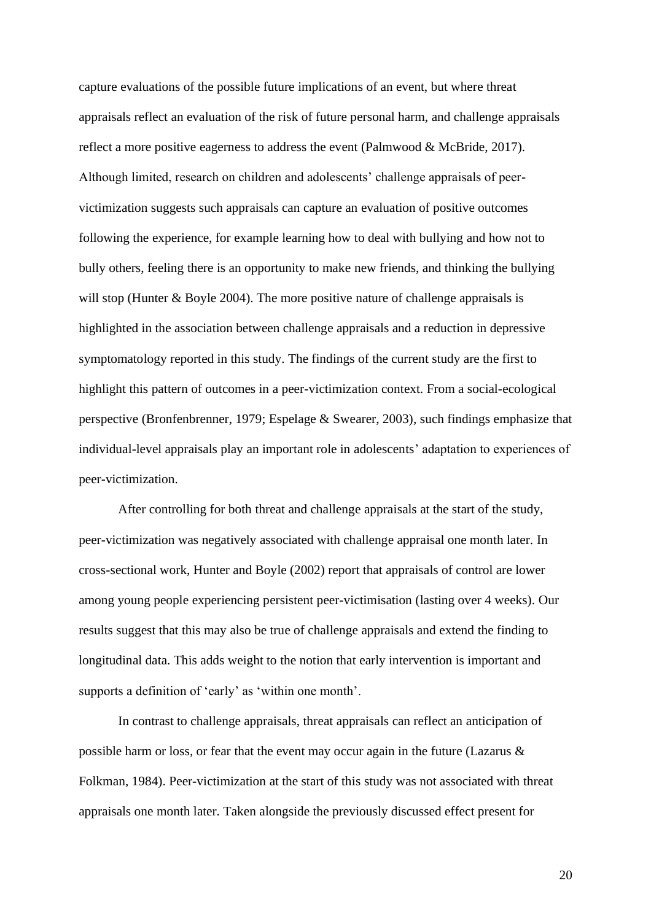capture evaluations of the possible future implications of an event, but where threat appraisals reflect an evaluation of the risk of future personal harm, and challenge appraisals reflect a more positive eagerness to address the event (Palmwood & McBride, 2017). Although limited, research on children and adolescents' challenge appraisals of peer-victimization suggests such appraisals can capture an evaluation of positive outcomes following the experience, for example learning how to deal with bullying and how not to bully others, feeling there is an opportunity to make new friends, and thinking the bullying will stop (Hunter & Boyle 2004). The more positive nature of challenge appraisals is highlighted in the association between challenge appraisals and a reduction in depressive symptomatology reported in this study. The findings of the current study are the first to highlight this pattern of outcomes in a peer-victimization context. From a social-ecological perspective (Bronfenbrenner, 1979; Espelage & Swearer, 2003), such findings emphasize that individual-level appraisals play an important role in adolescents' adaptation to experiences of peer-victimization.

After controlling for both threat and challenge appraisals at the start of the study, peer-victimization was negatively associated with challenge appraisal one month later. In cross-sectional work, Hunter and Boyle (2002) report that appraisals of control are lower among young people experiencing persistent peer-victimisation (lasting over 4 weeks). Our results suggest that this may also be true of challenge appraisals and extend the finding to longitudinal data. This adds weight to the notion that early intervention is important and supports a definition of 'early' as 'within one month'.

In contrast to challenge appraisals, threat appraisals can reflect an anticipation of possible harm or loss, or fear that the event may occur again in the future (Lazarus & Folkman, 1984). Peer-victimization at the start of this study was not associated with threat appraisals one month later. Taken alongside the previously discussed effect present for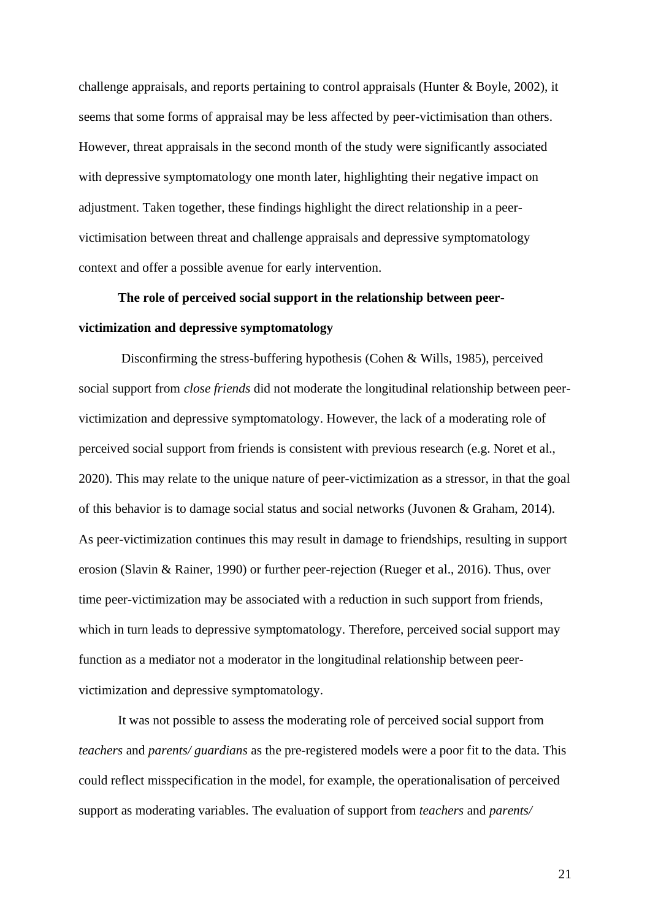challenge appraisals, and reports pertaining to control appraisals (Hunter & Boyle, 2002), it seems that some forms of appraisal may be less affected by peer-victimisation than others. However, threat appraisals in the second month of the study were significantly associated with depressive symptomatology one month later, highlighting their negative impact on adjustment. Taken together, these findings highlight the direct relationship in a peer-victimisation between threat and challenge appraisals and depressive symptomatology context and offer a possible avenue for early intervention.

**The role of perceived social support in the relationship between peer-victimization and depressive symptomatology**

Disconfirming the stress-buffering hypothesis (Cohen & Wills, 1985), perceived social support from *close friends* did not moderate the longitudinal relationship between peer-victimization and depressive symptomatology. However, the lack of a moderating role of perceived social support from friends is consistent with previous research (e.g. Noret et al., 2020). This may relate to the unique nature of peer-victimization as a stressor, in that the goal of this behavior is to damage social status and social networks (Juvonen & Graham, 2014). As peer-victimization continues this may result in damage to friendships, resulting in support erosion (Slavin & Rainer, 1990) or further peer-rejection (Rueger et al., 2016). Thus, over time peer-victimization may be associated with a reduction in such support from friends, which in turn leads to depressive symptomatology. Therefore, perceived social support may function as a mediator not a moderator in the longitudinal relationship between peer-victimization and depressive symptomatology.

It was not possible to assess the moderating role of perceived social support from *teachers* and *parents/ guardians* as the pre-registered models were a poor fit to the data. This could reflect misspecification in the model, for example, the operationalisation of perceived support as moderating variables. The evaluation of support from *teachers* and *parents/*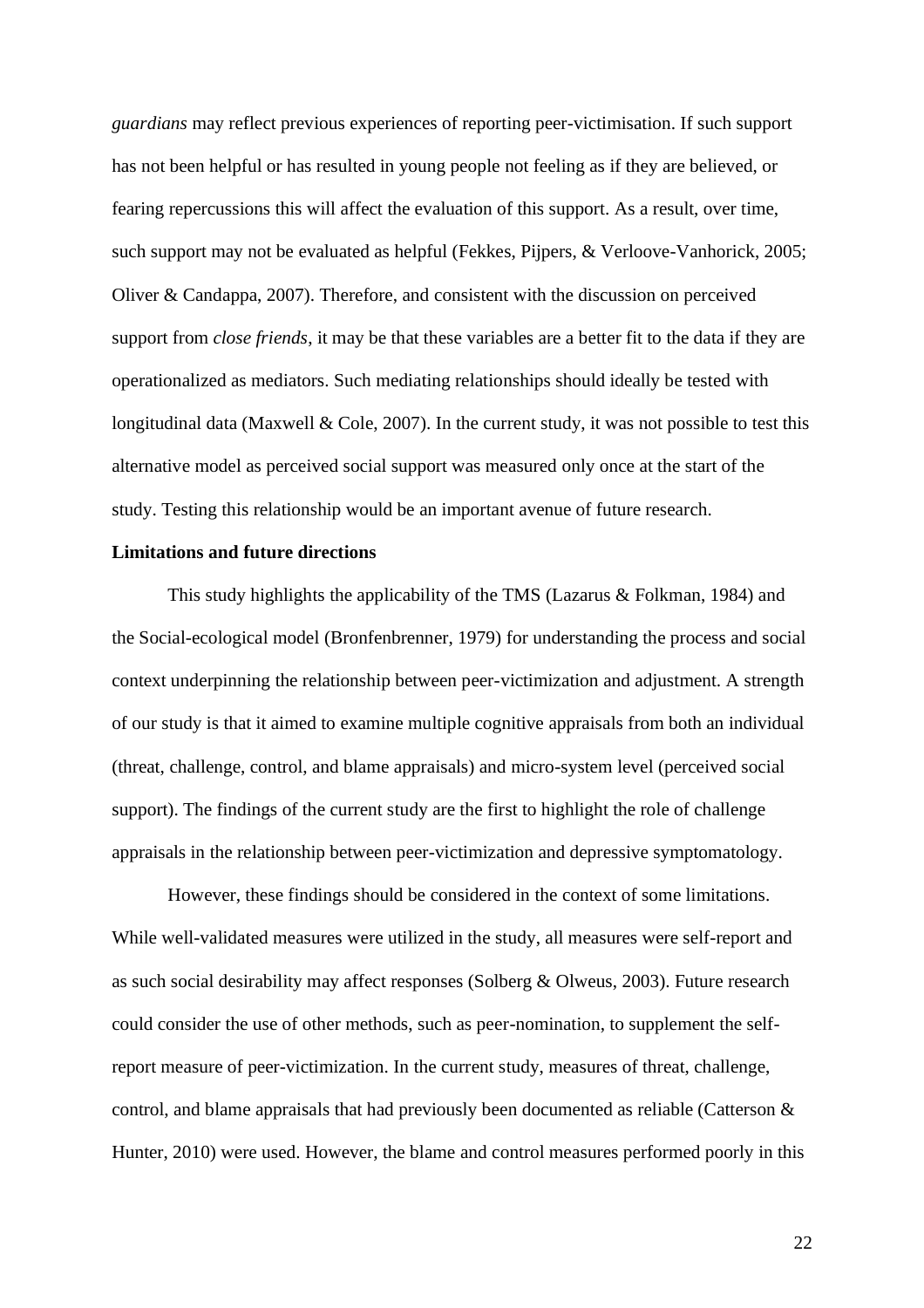*guardians* may reflect previous experiences of reporting peer-victimisation. If such support has not been helpful or has resulted in young people not feeling as if they are believed, or fearing repercussions this will affect the evaluation of this support. As a result, over time, such support may not be evaluated as helpful (Fekkes, Pijpers, & Verloove-Vanhorick, 2005; Oliver & Candappa, 2007). Therefore, and consistent with the discussion on perceived support from *close friends*, it may be that these variables are a better fit to the data if they are operationalized as mediators. Such mediating relationships should ideally be tested with longitudinal data (Maxwell & Cole, 2007). In the current study, it was not possible to test this alternative model as perceived social support was measured only once at the start of the study. Testing this relationship would be an important avenue of future research.

**Limitations and future directions**

This study highlights the applicability of the TMS (Lazarus & Folkman, 1984) and the Social-ecological model (Bronfenbrenner, 1979) for understanding the process and social context underpinning the relationship between peer-victimization and adjustment. A strength of our study is that it aimed to examine multiple cognitive appraisals from both an individual (threat, challenge, control, and blame appraisals) and micro-system level (perceived social support). The findings of the current study are the first to highlight the role of challenge appraisals in the relationship between peer-victimization and depressive symptomatology.

However, these findings should be considered in the context of some limitations. While well-validated measures were utilized in the study, all measures were self-report and as such social desirability may affect responses (Solberg & Olweus, 2003). Future research could consider the use of other methods, such as peer-nomination, to supplement the self-report measure of peer-victimization. In the current study, measures of threat, challenge, control, and blame appraisals that had previously been documented as reliable (Catterson & Hunter, 2010) were used. However, the blame and control measures performed poorly in this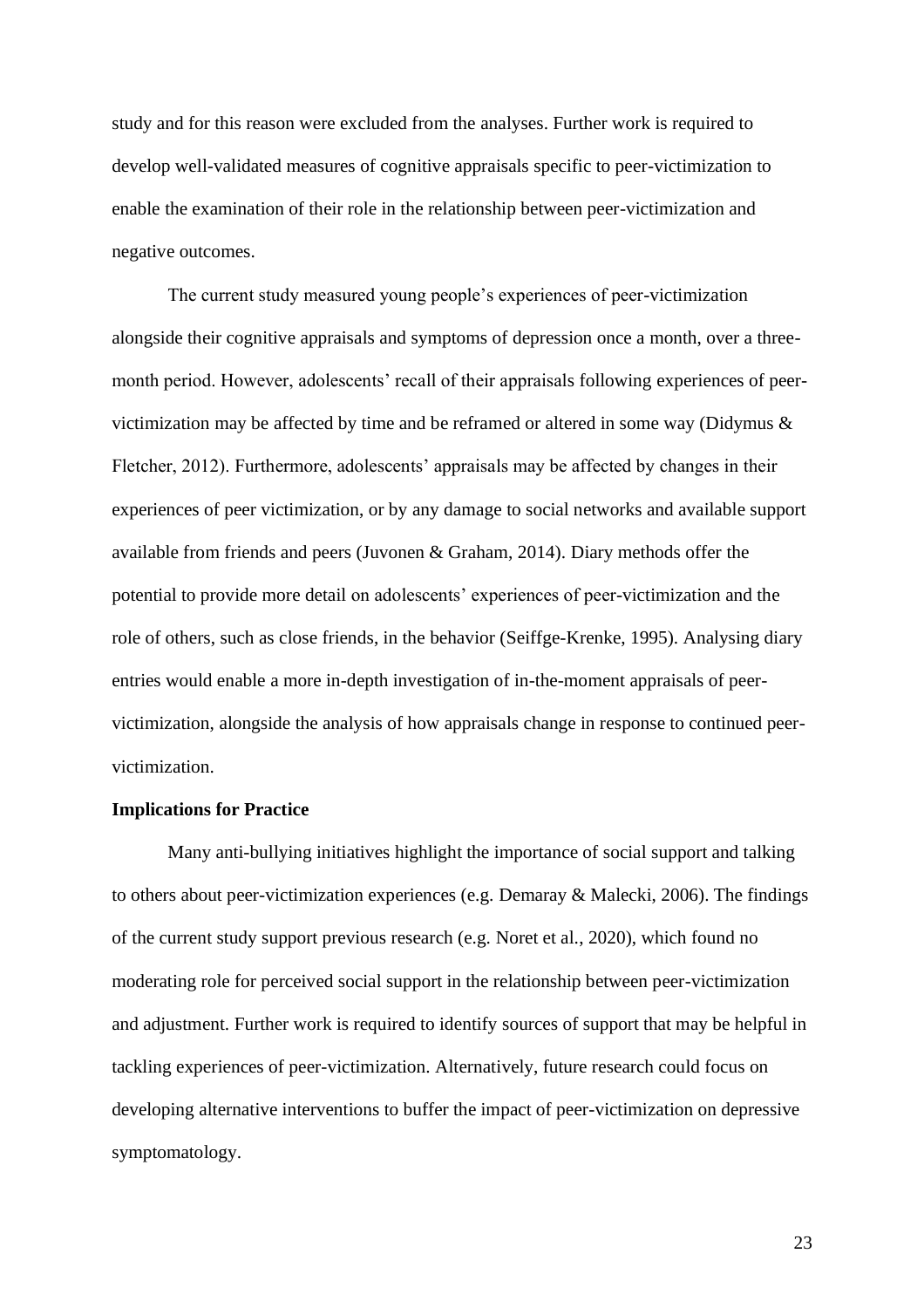study and for this reason were excluded from the analyses. Further work is required to develop well-validated measures of cognitive appraisals specific to peer-victimization to enable the examination of their role in the relationship between peer-victimization and negative outcomes.

The current study measured young people's experiences of peer-victimization alongside their cognitive appraisals and symptoms of depression once a month, over a three-month period. However, adolescents' recall of their appraisals following experiences of peer-victimization may be affected by time and be reframed or altered in some way (Didymus & Fletcher, 2012). Furthermore, adolescents' appraisals may be affected by changes in their experiences of peer victimization, or by any damage to social networks and available support available from friends and peers (Juvonen & Graham, 2014). Diary methods offer the potential to provide more detail on adolescents' experiences of peer-victimization and the role of others, such as close friends, in the behavior (Seiffge-Krenke, 1995). Analysing diary entries would enable a more in-depth investigation of in-the-moment appraisals of peer-victimization, alongside the analysis of how appraisals change in response to continued peer-victimization.

**Implications for Practice**

Many anti-bullying initiatives highlight the importance of social support and talking to others about peer-victimization experiences (e.g. Demaray & Malecki, 2006). The findings of the current study support previous research (e.g. Noret et al., 2020), which found no moderating role for perceived social support in the relationship between peer-victimization and adjustment. Further work is required to identify sources of support that may be helpful in tackling experiences of peer-victimization. Alternatively, future research could focus on developing alternative interventions to buffer the impact of peer-victimization on depressive symptomatology.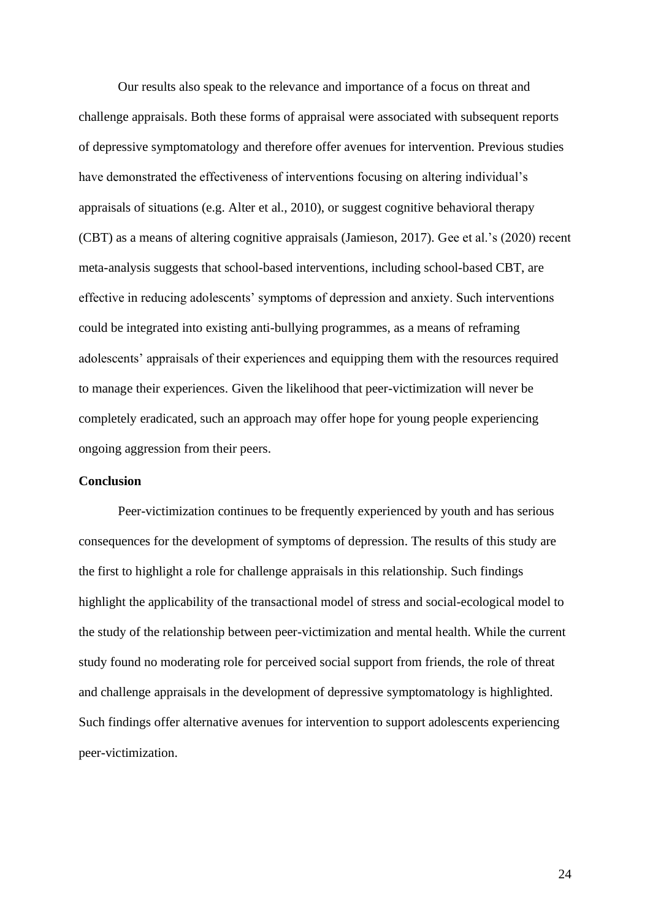Our results also speak to the relevance and importance of a focus on threat and challenge appraisals. Both these forms of appraisal were associated with subsequent reports of depressive symptomatology and therefore offer avenues for intervention. Previous studies have demonstrated the effectiveness of interventions focusing on altering individual's appraisals of situations (e.g. Alter et al., 2010), or suggest cognitive behavioral therapy (CBT) as a means of altering cognitive appraisals (Jamieson, 2017). Gee et al.'s (2020) recent meta-analysis suggests that school-based interventions, including school-based CBT, are effective in reducing adolescents' symptoms of depression and anxiety. Such interventions could be integrated into existing anti-bullying programmes, as a means of reframing adolescents' appraisals of their experiences and equipping them with the resources required to manage their experiences. Given the likelihood that peer-victimization will never be completely eradicated, such an approach may offer hope for young people experiencing ongoing aggression from their peers.

## Conclusion

Peer-victimization continues to be frequently experienced by youth and has serious consequences for the development of symptoms of depression. The results of this study are the first to highlight a role for challenge appraisals in this relationship. Such findings highlight the applicability of the transactional model of stress and social-ecological model to the study of the relationship between peer-victimization and mental health. While the current study found no moderating role for perceived social support from friends, the role of threat and challenge appraisals in the development of depressive symptomatology is highlighted. Such findings offer alternative avenues for intervention to support adolescents experiencing peer-victimization.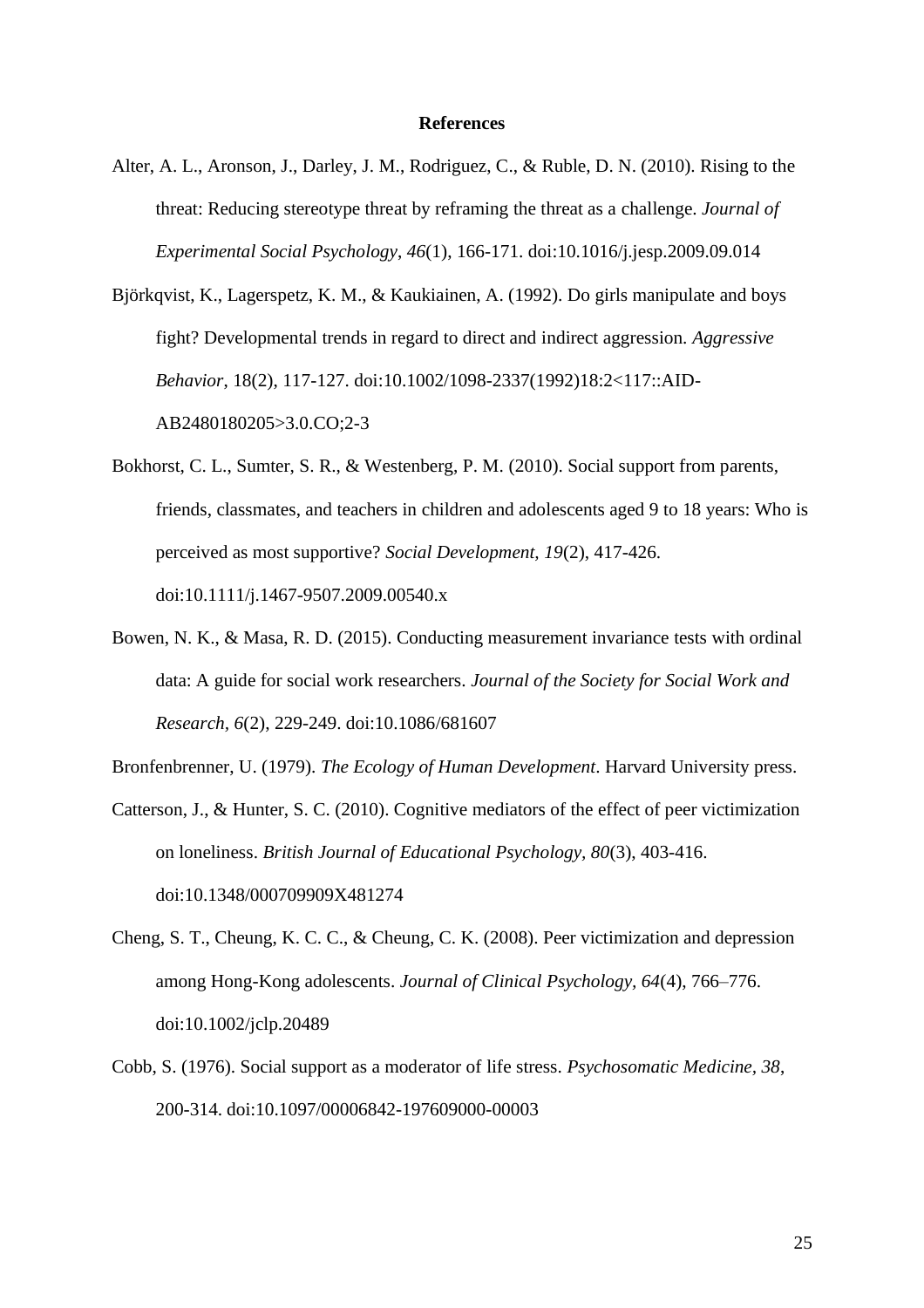**References**

Alter, A. L., Aronson, J., Darley, J. M., Rodriguez, C., & Ruble, D. N. (2010). Rising to the threat: Reducing stereotype threat by reframing the threat as a challenge. *Journal of Experimental Social Psychology*, *46*(1), 166-171. doi:10.1016/j.jesp.2009.09.014

Björkqvist, K., Lagerspetz, K. M., & Kaukiainen, A. (1992). Do girls manipulate and boys fight? Developmental trends in regard to direct and indirect aggression. *Aggressive Behavior*, 18(2), 117-127. doi:10.1002/1098-2337(1992)18:2<117::AID-AB2480180205>3.0.CO;2-3

Bokhorst, C. L., Sumter, S. R., & Westenberg, P. M. (2010). Social support from parents, friends, classmates, and teachers in children and adolescents aged 9 to 18 years: Who is perceived as most supportive? *Social Development, 19*(2), 417-426. doi:10.1111/j.1467-9507.2009.00540.x

Bowen, N. K., & Masa, R. D. (2015). Conducting measurement invariance tests with ordinal data: A guide for social work researchers. *Journal of the Society for Social Work and Research, 6*(2), 229-249. doi:10.1086/681607

Bronfenbrenner, U. (1979). *The Ecology of Human Development*. Harvard University press.

Catterson, J., & Hunter, S. C. (2010). Cognitive mediators of the effect of peer victimization on loneliness. *British Journal of Educational Psychology, 80*(3), 403-416. doi:10.1348/000709909X481274

Cheng, S. T., Cheung, K. C. C., & Cheung, C. K. (2008). Peer victimization and depression among Hong-Kong adolescents. *Journal of Clinical Psychology, 64*(4), 766–776. doi:10.1002/jclp.20489

Cobb, S. (1976). Social support as a moderator of life stress. *Psychosomatic Medicine, 38*, 200-314. doi:10.1097/00006842-197609000-00003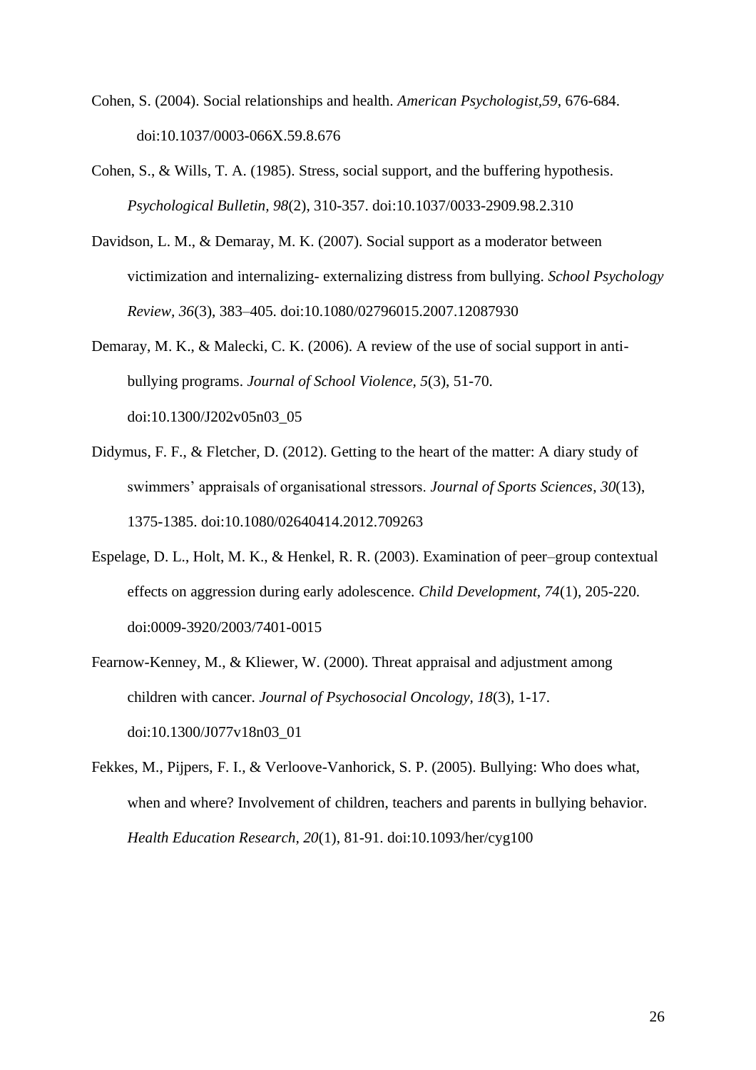Cohen, S. (2004). Social relationships and health. *American Psychologist,59*, 676-684. doi:10.1037/0003-066X.59.8.676

Cohen, S., & Wills, T. A. (1985). Stress, social support, and the buffering hypothesis. *Psychological Bulletin, 98*(2), 310-357. doi:10.1037/0033-2909.98.2.310

Davidson, L. M., & Demaray, M. K. (2007). Social support as a moderator between victimization and internalizing- externalizing distress from bullying. *School Psychology Review, 36*(3), 383–405. doi:10.1080/02796015.2007.12087930

Demaray, M. K., & Malecki, C. K. (2006). A review of the use of social support in anti-bullying programs. *Journal of School Violence, 5*(3), 51-70. doi:10.1300/J202v05n03_05

Didymus, F. F., & Fletcher, D. (2012). Getting to the heart of the matter: A diary study of swimmers' appraisals of organisational stressors. *Journal of Sports Sciences*, *30*(13), 1375-1385. doi:10.1080/02640414.2012.709263

Espelage, D. L., Holt, M. K., & Henkel, R. R. (2003). Examination of peer–group contextual effects on aggression during early adolescence. *Child Development, 74*(1), 205-220. doi:0009-3920/2003/7401-0015

Fearnow-Kenney, M., & Kliewer, W. (2000). Threat appraisal and adjustment among children with cancer. *Journal of Psychosocial Oncology, 18*(3), 1-17. doi:10.1300/J077v18n03_01

Fekkes, M., Pijpers, F. I., & Verloove-Vanhorick, S. P. (2005). Bullying: Who does what, when and where? Involvement of children, teachers and parents in bullying behavior. *Health Education Research, 20*(1), 81-91. doi:10.1093/her/cyg100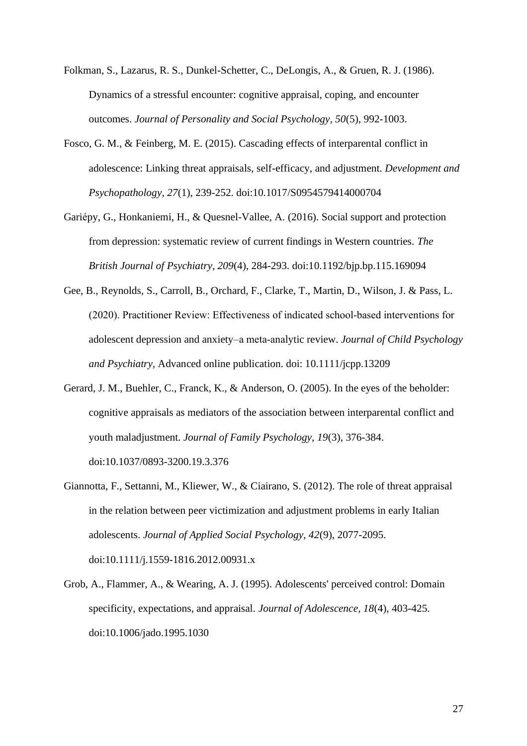Folkman, S., Lazarus, R. S., Dunkel-Schetter, C., DeLongis, A., & Gruen, R. J. (1986). Dynamics of a stressful encounter: cognitive appraisal, coping, and encounter outcomes. *Journal of Personality and Social Psychology, 50*(5), 992-1003.

Fosco, G. M., & Feinberg, M. E. (2015). Cascading effects of interparental conflict in adolescence: Linking threat appraisals, self-efficacy, and adjustment. *Development and Psychopathology, 27*(1), 239-252. doi:10.1017/S0954579414000704

Gariépy, G., Honkaniemi, H., & Quesnel-Vallee, A. (2016). Social support and protection from depression: systematic review of current findings in Western countries. *The British Journal of Psychiatry, 209*(4), 284-293. doi:10.1192/bjp.bp.115.169094

Gee, B., Reynolds, S., Carroll, B., Orchard, F., Clarke, T., Martin, D., Wilson, J. & Pass, L. (2020). Practitioner Review: Effectiveness of indicated school-based interventions for adolescent depression and anxiety–a meta-analytic review. *Journal of Child Psychology and Psychiatry,* Advanced online publication. doi: 10.1111/jcpp.13209

Gerard, J. M., Buehler, C., Franck, K., & Anderson, O. (2005). In the eyes of the beholder: cognitive appraisals as mediators of the association between interparental conflict and youth maladjustment. *Journal of Family Psychology, 19*(3), 376-384. doi:10.1037/0893-3200.19.3.376

Giannotta, F., Settanni, M., Kliewer, W., & Ciairano, S. (2012). The role of threat appraisal in the relation between peer victimization and adjustment problems in early Italian adolescents. *Journal of Applied Social Psychology, 42*(9), 2077-2095. doi:10.1111/j.1559-1816.2012.00931.x

Grob, A., Flammer, A., & Wearing, A. J. (1995). Adolescents' perceived control: Domain specificity, expectations, and appraisal. *Journal of Adolescence, 18*(4), 403-425. doi:10.1006/jado.1995.1030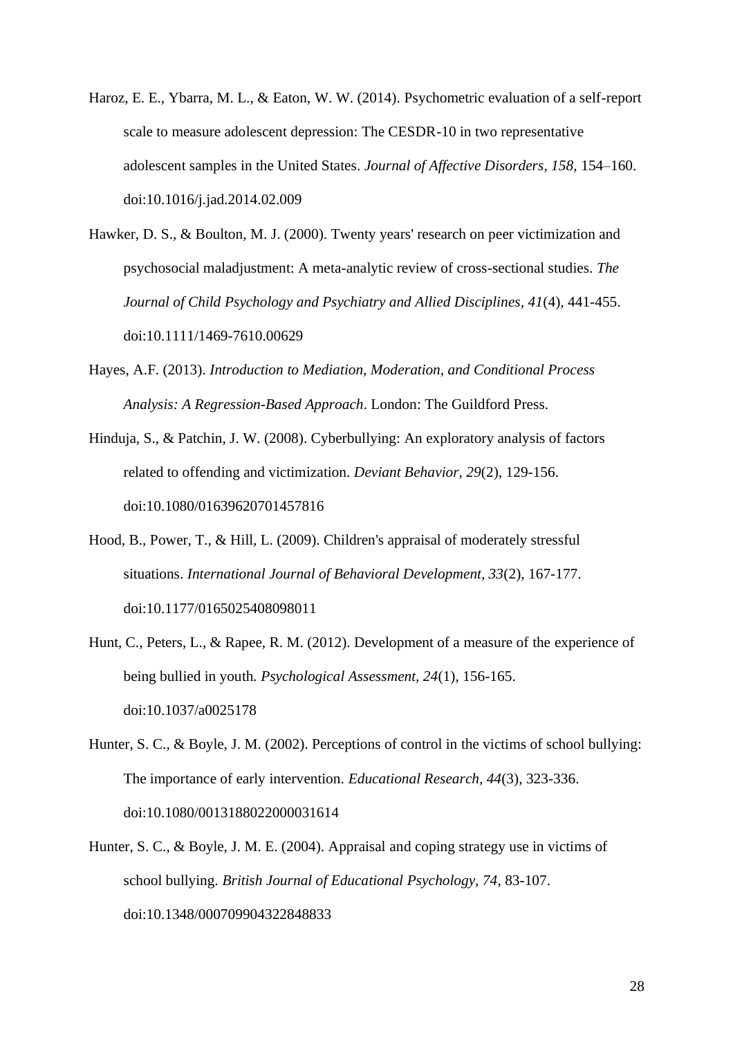Haroz, E. E., Ybarra, M. L., & Eaton, W. W. (2014). Psychometric evaluation of a self-report scale to measure adolescent depression: The CESDR-10 in two representative adolescent samples in the United States. *Journal of Affective Disorders, 158*, 154–160. doi:10.1016/j.jad.2014.02.009

Hawker, D. S., & Boulton, M. J. (2000). Twenty years' research on peer victimization and psychosocial maladjustment: A meta-analytic review of cross-sectional studies. *The Journal of Child Psychology and Psychiatry and Allied Disciplines, 41*(4), 441-455. doi:10.1111/1469-7610.00629

Hayes, A.F. (2013). *Introduction to Mediation, Moderation, and Conditional Process Analysis: A Regression-Based Approach*. London: The Guildford Press.

Hinduja, S., & Patchin, J. W. (2008). Cyberbullying: An exploratory analysis of factors related to offending and victimization. *Deviant Behavior, 29*(2), 129-156. doi:10.1080/01639620701457816

Hood, B., Power, T., & Hill, L. (2009). Children's appraisal of moderately stressful situations. *International Journal of Behavioral Development, 33*(2), 167-177. doi:10.1177/0165025408098011

Hunt, C., Peters, L., & Rapee, R. M. (2012). Development of a measure of the experience of being bullied in youth. *Psychological Assessment, 24*(1), 156-165. doi:10.1037/a0025178

Hunter, S. C., & Boyle, J. M. (2002). Perceptions of control in the victims of school bullying: The importance of early intervention. *Educational Research, 44*(3), 323-336. doi:10.1080/0013188022000031614

Hunter, S. C., & Boyle, J. M. E. (2004). Appraisal and coping strategy use in victims of school bullying. *British Journal of Educational Psychology, 74*, 83-107. doi:10.1348/000709904322848833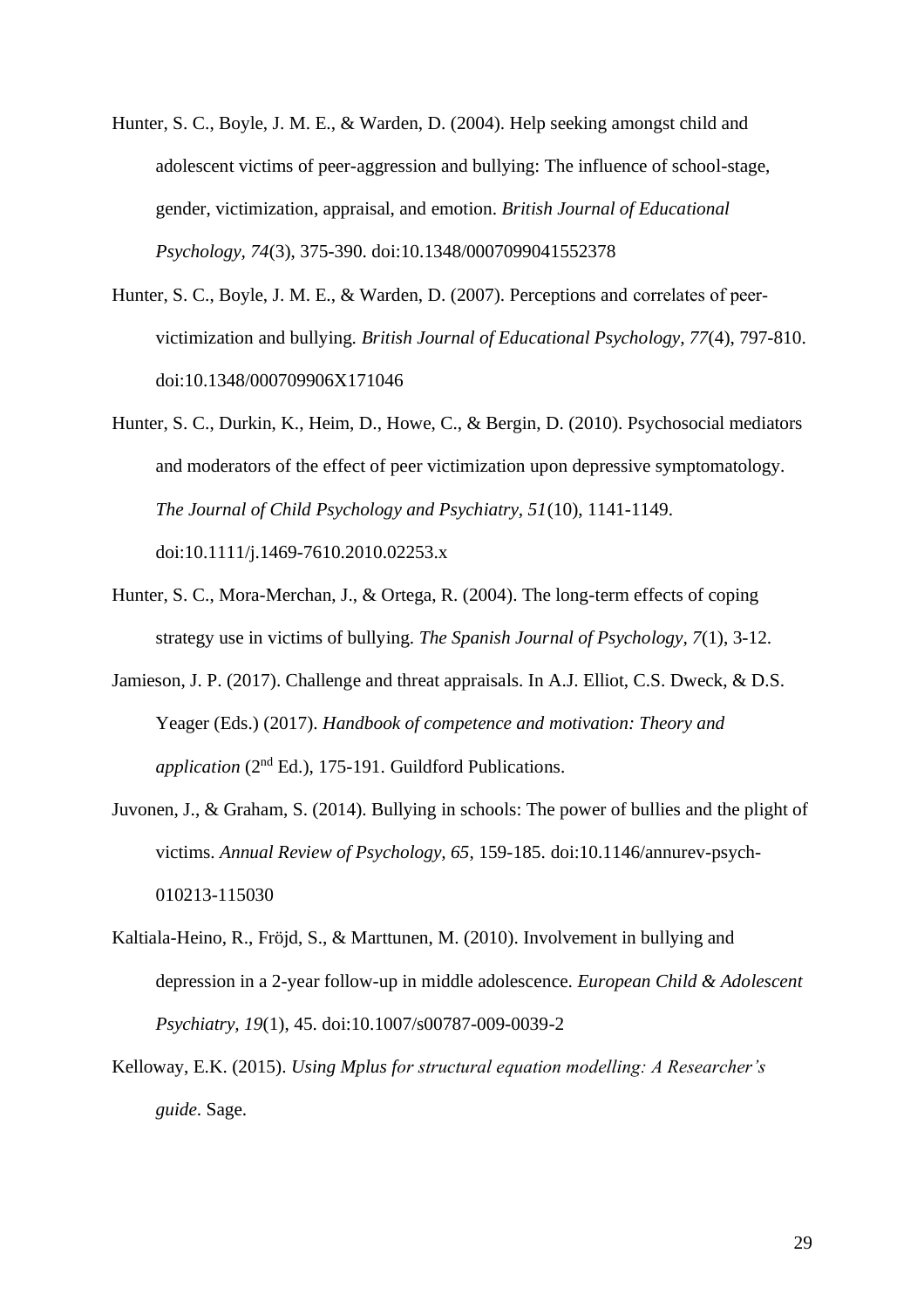Hunter, S. C., Boyle, J. M. E., & Warden, D. (2004). Help seeking amongst child and adolescent victims of peer-aggression and bullying: The influence of school-stage, gender, victimization, appraisal, and emotion. *British Journal of Educational Psychology, 74*(3), 375-390. doi:10.1348/0007099041552378

Hunter, S. C., Boyle, J. M. E., & Warden, D. (2007). Perceptions and correlates of peer-victimization and bullying. *British Journal of Educational Psychology, 77*(4), 797-810. doi:10.1348/000709906X171046

Hunter, S. C., Durkin, K., Heim, D., Howe, C., & Bergin, D. (2010). Psychosocial mediators and moderators of the effect of peer victimization upon depressive symptomatology. *The Journal of Child Psychology and Psychiatry, 51*(10), 1141-1149. doi:10.1111/j.1469-7610.2010.02253.x

Hunter, S. C., Mora-Merchan, J., & Ortega, R. (2004). The long-term effects of coping strategy use in victims of bullying. *The Spanish Journal of Psychology, 7*(1), 3-12.

Jamieson, J. P. (2017). Challenge and threat appraisals. In A.J. Elliot, C.S. Dweck, & D.S. Yeager (Eds.) (2017). *Handbook of competence and motivation: Theory and application* (2nd Ed.), 175-191. Guildford Publications.

Juvonen, J., & Graham, S. (2014). Bullying in schools: The power of bullies and the plight of victims. *Annual Review of Psychology, 65*, 159-185. doi:10.1146/annurev-psych-010213-115030

Kaltiala-Heino, R., Fröjd, S., & Marttunen, M. (2010). Involvement in bullying and depression in a 2-year follow-up in middle adolescence. *European Child & Adolescent Psychiatry, 19*(1), 45. doi:10.1007/s00787-009-0039-2

Kelloway, E.K. (2015). *Using Mplus for structural equation modelling: A Researcher's guide*. Sage.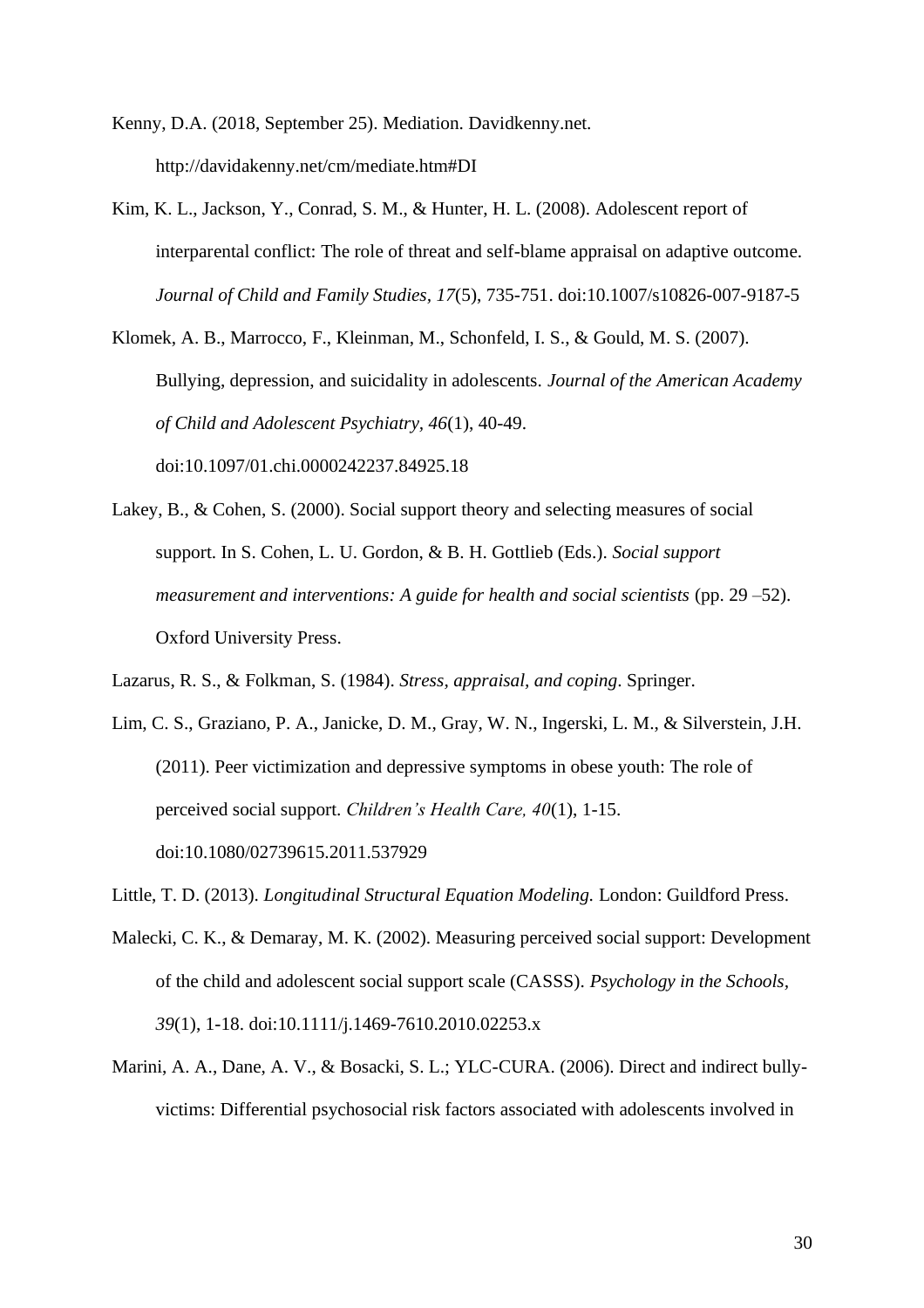Kenny, D.A. (2018, September 25). Mediation. Davidkenny.net. http://davidakenny.net/cm/mediate.htm#DI

Kim, K. L., Jackson, Y., Conrad, S. M., & Hunter, H. L. (2008). Adolescent report of interparental conflict: The role of threat and self-blame appraisal on adaptive outcome. *Journal of Child and Family Studies*, *17*(5), 735-751. doi:10.1007/s10826-007-9187-5

Klomek, A. B., Marrocco, F., Kleinman, M., Schonfeld, I. S., & Gould, M. S. (2007). Bullying, depression, and suicidality in adolescents. *Journal of the American Academy of Child and Adolescent Psychiatry, 46*(1), 40-49. doi:10.1097/01.chi.0000242237.84925.18

Lakey, B., & Cohen, S. (2000). Social support theory and selecting measures of social support. In S. Cohen, L. U. Gordon, & B. H. Gottlieb (Eds.). *Social support measurement and interventions: A guide for health and social scientists* (pp. 29 –52). Oxford University Press.

Lazarus, R. S., & Folkman, S. (1984). *Stress, appraisal, and coping*. Springer.

Lim, C. S., Graziano, P. A., Janicke, D. M., Gray, W. N., Ingerski, L. M., & Silverstein, J.H. (2011). Peer victimization and depressive symptoms in obese youth: The role of perceived social support. *Children's Health Care, 40*(1), 1-15. doi:10.1080/02739615.2011.537929

Little, T. D. (2013). *Longitudinal Structural Equation Modeling.* London: Guildford Press.

Malecki, C. K., & Demaray, M. K. (2002). Measuring perceived social support: Development of the child and adolescent social support scale (CASSS). *Psychology in the Schools, 39*(1), 1-18. doi:10.1111/j.1469-7610.2010.02253.x

Marini, A. A., Dane, A. V., & Bosacki, S. L.; YLC-CURA. (2006). Direct and indirect bully-victims: Differential psychosocial risk factors associated with adolescents involved in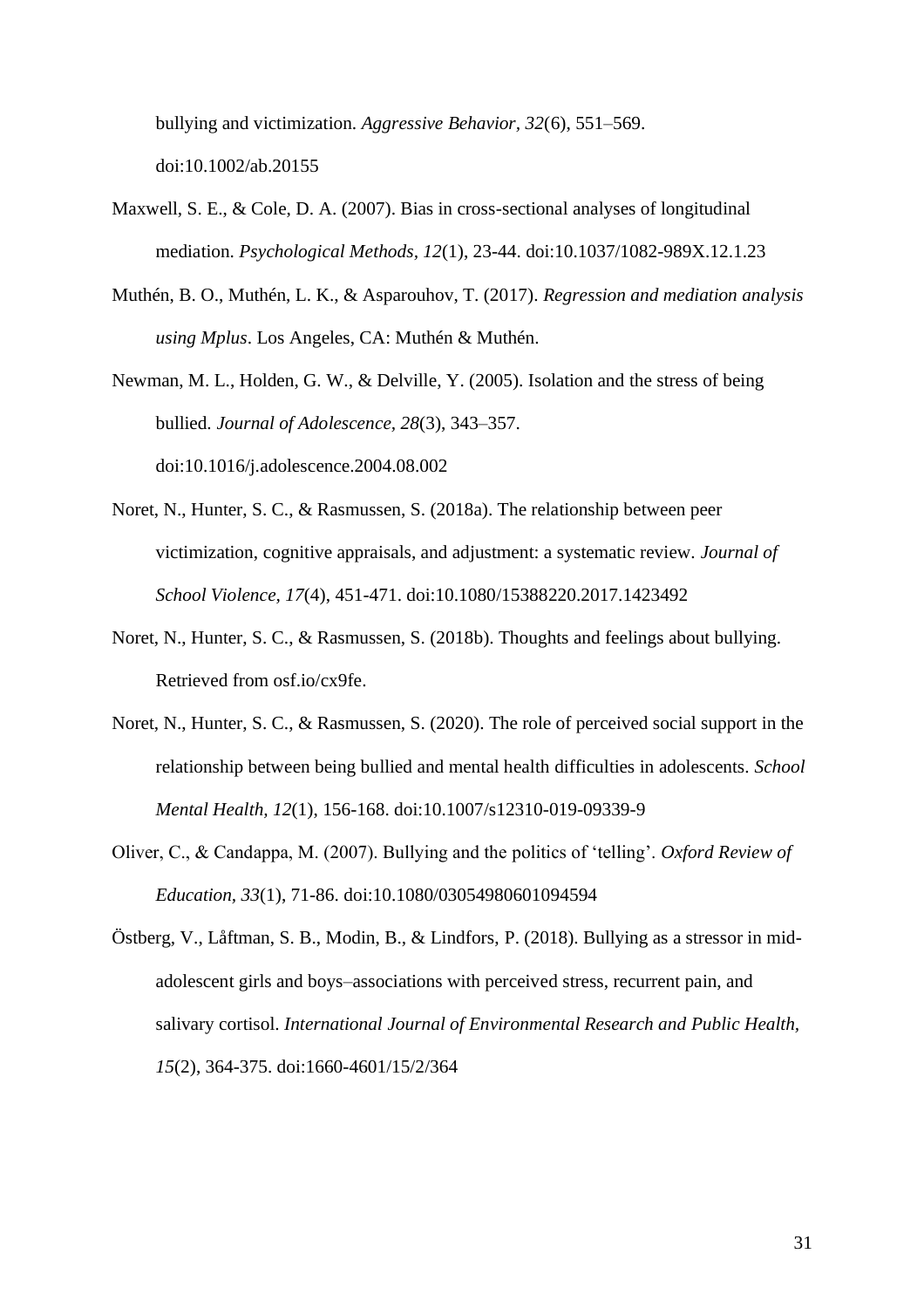bullying and victimization. *Aggressive Behavior, 32*(6), 551–569. doi:10.1002/ab.20155

Maxwell, S. E., & Cole, D. A. (2007). Bias in cross-sectional analyses of longitudinal mediation. *Psychological Methods, 12*(1), 23-44. doi:10.1037/1082-989X.12.1.23

Muthén, B. O., Muthén, L. K., & Asparouhov, T. (2017). *Regression and mediation analysis using Mplus*. Los Angeles, CA: Muthén & Muthén.

Newman, M. L., Holden, G. W., & Delville, Y. (2005). Isolation and the stress of being bullied. *Journal of Adolescence, 28*(3), 343–357. doi:10.1016/j.adolescence.2004.08.002

Noret, N., Hunter, S. C., & Rasmussen, S. (2018a). The relationship between peer victimization, cognitive appraisals, and adjustment: a systematic review. *Journal of School Violence, 17*(4), 451-471. doi:10.1080/15388220.2017.1423492

Noret, N., Hunter, S. C., & Rasmussen, S. (2018b). Thoughts and feelings about bullying. Retrieved from osf.io/cx9fe.

Noret, N., Hunter, S. C., & Rasmussen, S. (2020). The role of perceived social support in the relationship between being bullied and mental health difficulties in adolescents. *School Mental Health, 12*(1), 156-168. doi:10.1007/s12310-019-09339-9

Oliver, C., & Candappa, M. (2007). Bullying and the politics of 'telling'. *Oxford Review of Education, 33*(1), 71-86. doi:10.1080/03054980601094594

Östberg, V., Låftman, S. B., Modin, B., & Lindfors, P. (2018). Bullying as a stressor in mid-adolescent girls and boys–associations with perceived stress, recurrent pain, and salivary cortisol. *International Journal of Environmental Research and Public Health, 15*(2), 364-375. doi:1660-4601/15/2/364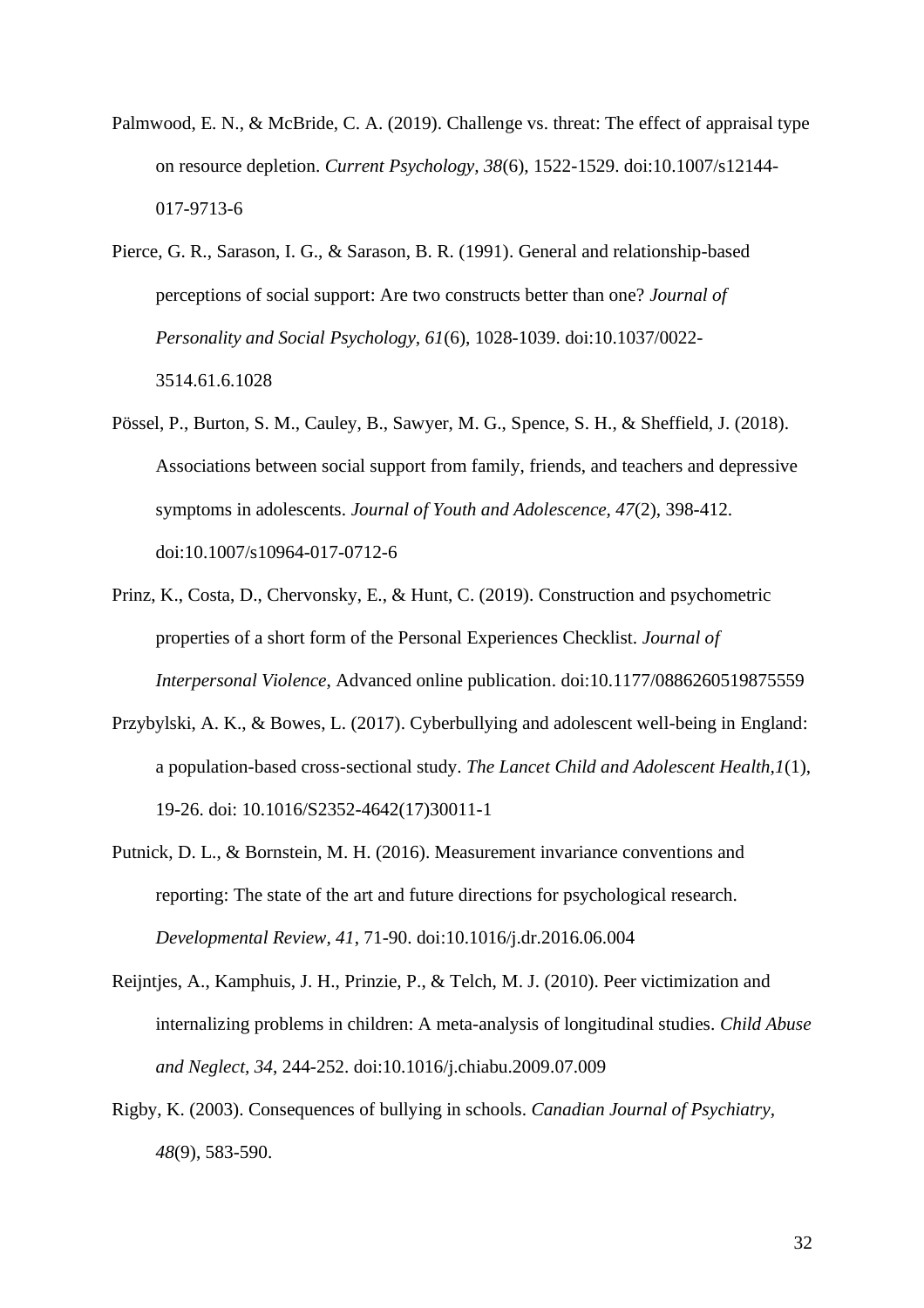Palmwood, E. N., & McBride, C. A. (2019). Challenge vs. threat: The effect of appraisal type on resource depletion. *Current Psychology, 38*(6), 1522-1529. doi:10.1007/s12144-017-9713-6

Pierce, G. R., Sarason, I. G., & Sarason, B. R. (1991). General and relationship-based perceptions of social support: Are two constructs better than one? *Journal of Personality and Social Psychology, 61*(6), 1028-1039. doi:10.1037/0022-3514.61.6.1028

Pössel, P., Burton, S. M., Cauley, B., Sawyer, M. G., Spence, S. H., & Sheffield, J. (2018). Associations between social support from family, friends, and teachers and depressive symptoms in adolescents. *Journal of Youth and Adolescence, 47*(2), 398-412. doi:10.1007/s10964-017-0712-6

Prinz, K., Costa, D., Chervonsky, E., & Hunt, C. (2019). Construction and psychometric properties of a short form of the Personal Experiences Checklist. *Journal of Interpersonal Violence*, Advanced online publication. doi:10.1177/0886260519875559

Przybylski, A. K., & Bowes, L. (2017). Cyberbullying and adolescent well-being in England: a population-based cross-sectional study. *The Lancet Child and Adolescent Health,1*(1), 19-26. doi: 10.1016/S2352-4642(17)30011-1

Putnick, D. L., & Bornstein, M. H. (2016). Measurement invariance conventions and reporting: The state of the art and future directions for psychological research. *Developmental Review, 41*, 71-90. doi:10.1016/j.dr.2016.06.004

Reijntjes, A., Kamphuis, J. H., Prinzie, P., & Telch, M. J. (2010). Peer victimization and internalizing problems in children: A meta-analysis of longitudinal studies. *Child Abuse and Neglect, 34*, 244-252. doi:10.1016/j.chiabu.2009.07.009

Rigby, K. (2003). Consequences of bullying in schools. *Canadian Journal of Psychiatry, 48*(9), 583-590.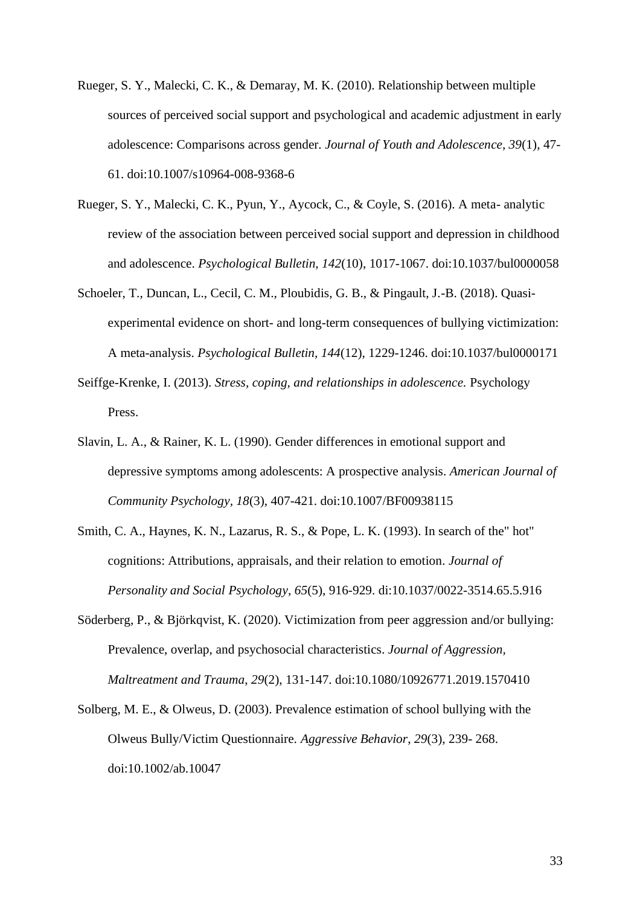Rueger, S. Y., Malecki, C. K., & Demaray, M. K. (2010). Relationship between multiple sources of perceived social support and psychological and academic adjustment in early adolescence: Comparisons across gender. *Journal of Youth and Adolescence, 39*(1), 47-61. doi:10.1007/s10964-008-9368-6

Rueger, S. Y., Malecki, C. K., Pyun, Y., Aycock, C., & Coyle, S. (2016). A meta- analytic review of the association between perceived social support and depression in childhood and adolescence. *Psychological Bulletin, 142*(10), 1017-1067. doi:10.1037/bul0000058

Schoeler, T., Duncan, L., Cecil, C. M., Ploubidis, G. B., & Pingault, J.-B. (2018). Quasi-experimental evidence on short- and long-term consequences of bullying victimization: A meta-analysis. *Psychological Bulletin, 144*(12), 1229-1246. doi:10.1037/bul0000171

Seiffge-Krenke, I. (2013). *Stress, coping, and relationships in adolescence.* Psychology Press.

Slavin, L. A., & Rainer, K. L. (1990). Gender differences in emotional support and depressive symptoms among adolescents: A prospective analysis. *American Journal of Community Psychology*, *18*(3), 407-421. doi:10.1007/BF00938115

Smith, C. A., Haynes, K. N., Lazarus, R. S., & Pope, L. K. (1993). In search of the" hot" cognitions: Attributions, appraisals, and their relation to emotion. *Journal of Personality and Social Psychology*, *65*(5), 916-929. di:10.1037/0022-3514.65.5.916

Söderberg, P., & Björkqvist, K. (2020). Victimization from peer aggression and/or bullying: Prevalence, overlap, and psychosocial characteristics. *Journal of Aggression, Maltreatment and Trauma, 29*(2), 131-147. doi:10.1080/10926771.2019.1570410

Solberg, M. E., & Olweus, D. (2003). Prevalence estimation of school bullying with the Olweus Bully/Victim Questionnaire. *Aggressive Behavior*, *29*(3), 239- 268. doi:10.1002/ab.10047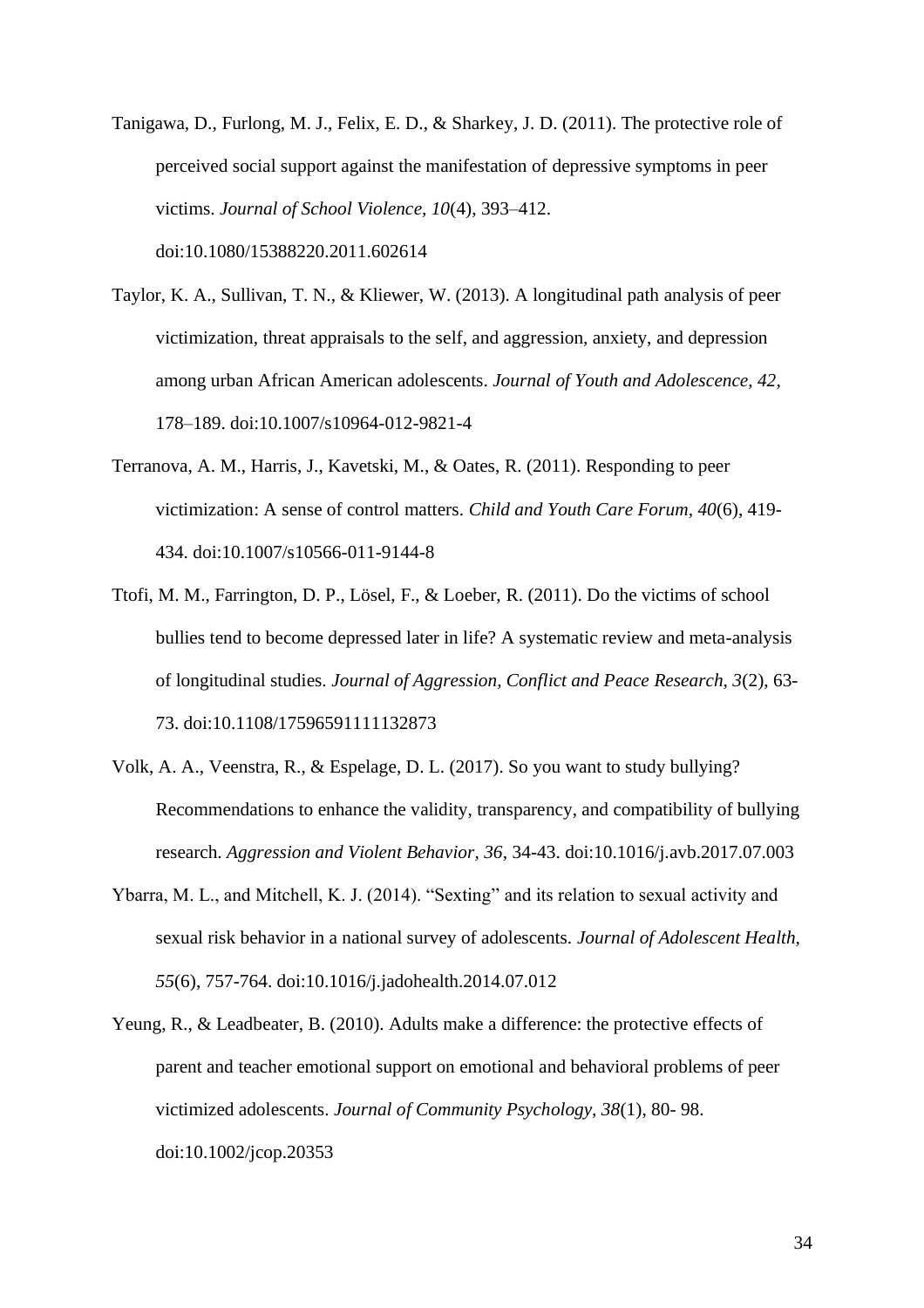Tanigawa, D., Furlong, M. J., Felix, E. D., & Sharkey, J. D. (2011). The protective role of perceived social support against the manifestation of depressive symptoms in peer victims. *Journal of School Violence, 10*(4), 393–412. doi:10.1080/15388220.2011.602614

Taylor, K. A., Sullivan, T. N., & Kliewer, W. (2013). A longitudinal path analysis of peer victimization, threat appraisals to the self, and aggression, anxiety, and depression among urban African American adolescents. *Journal of Youth and Adolescence, 42*, 178–189. doi:10.1007/s10964-012-9821-4

Terranova, A. M., Harris, J., Kavetski, M., & Oates, R. (2011). Responding to peer victimization: A sense of control matters. *Child and Youth Care Forum, 40*(6), 419-434. doi:10.1007/s10566-011-9144-8

Ttofi, M. M., Farrington, D. P., Lösel, F., & Loeber, R. (2011). Do the victims of school bullies tend to become depressed later in life? A systematic review and meta-analysis of longitudinal studies. *Journal of Aggression, Conflict and Peace Research, 3*(2), 63-73. doi:10.1108/17596591111132873

Volk, A. A., Veenstra, R., & Espelage, D. L. (2017). So you want to study bullying? Recommendations to enhance the validity, transparency, and compatibility of bullying research. *Aggression and Violent Behavior, 36*, 34-43. doi:10.1016/j.avb.2017.07.003

Ybarra, M. L., and Mitchell, K. J. (2014). "Sexting" and its relation to sexual activity and sexual risk behavior in a national survey of adolescents. *Journal of Adolescent Health, 55*(6), 757-764. doi:10.1016/j.jadohealth.2014.07.012

Yeung, R., & Leadbeater, B. (2010). Adults make a difference: the protective effects of parent and teacher emotional support on emotional and behavioral problems of peer victimized adolescents. *Journal of Community Psychology, 38*(1), 80- 98. doi:10.1002/jcop.20353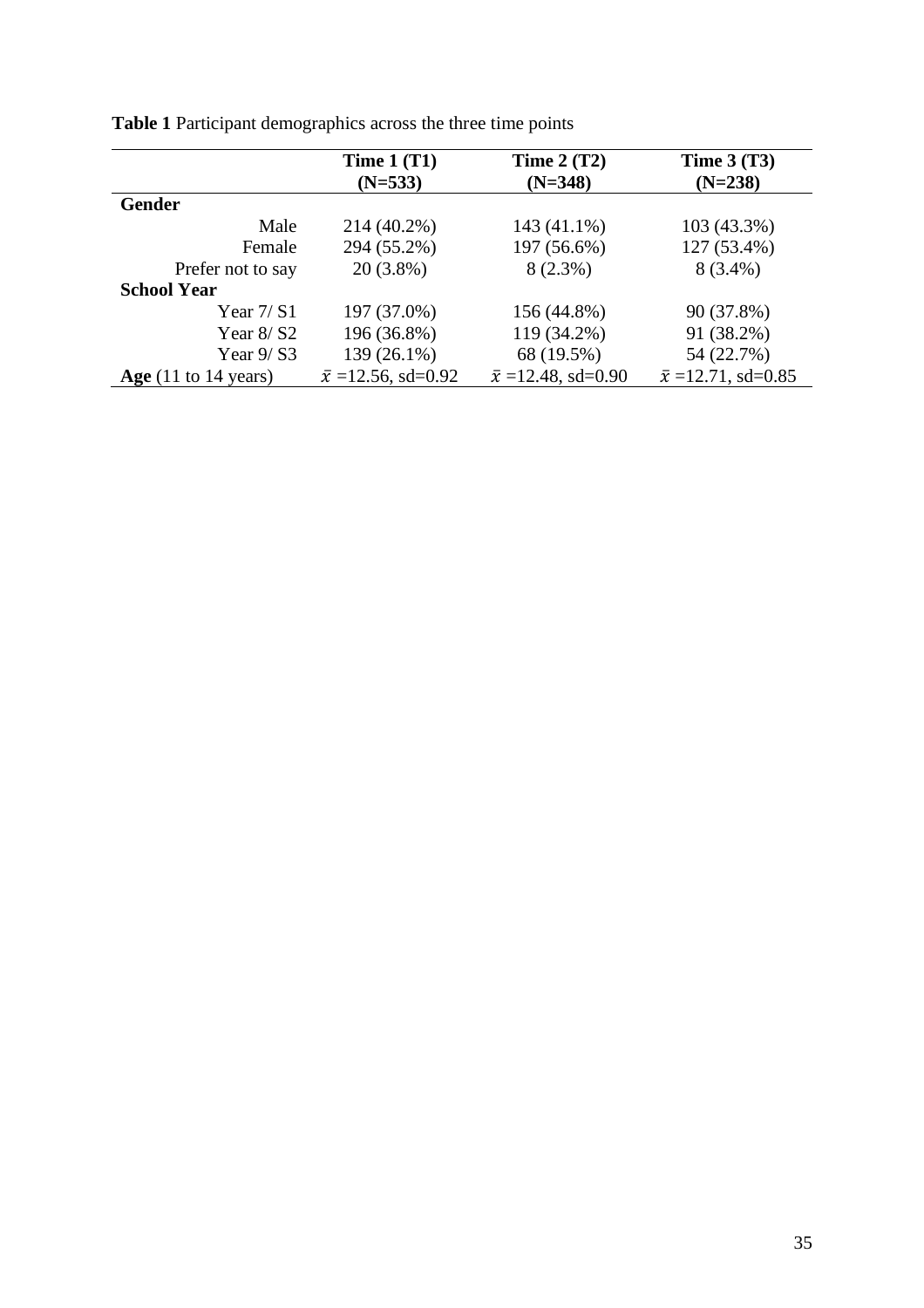**Table 1** Participant demographics across the three time points

| | **Time 1 (T1) (N=533)** | **Time 2 (T2) (N=348)** | **Time 3 (T3) (N=238)** |
|---|---|---|---|
| **Gender** | | | |
| Male | 214 (40.2%) | 143 (41.1%) | 103 (43.3%) |
| Female | 294 (55.2%) | 197 (56.6%) | 127 (53.4%) |
| Prefer not to say | 20 (3.8%) | 8 (2.3%) | 8 (3.4%) |
| **School Year** | | | |
| Year 7/ S1 | 197 (37.0%) | 156 (44.8%) | 90 (37.8%) |
| Year 8/ S2 | 196 (36.8%) | 119 (34.2%) | 91 (38.2%) |
| Year 9/ S3 | 139 (26.1%) | 68 (19.5%) | 54 (22.7%) |
| **Age** (11 to 14 years) | $\bar{x}$ =12.56, sd=0.92 | $\bar{x}$ =12.48, sd=0.90 | $\bar{x}$ =12.71, sd=0.85 |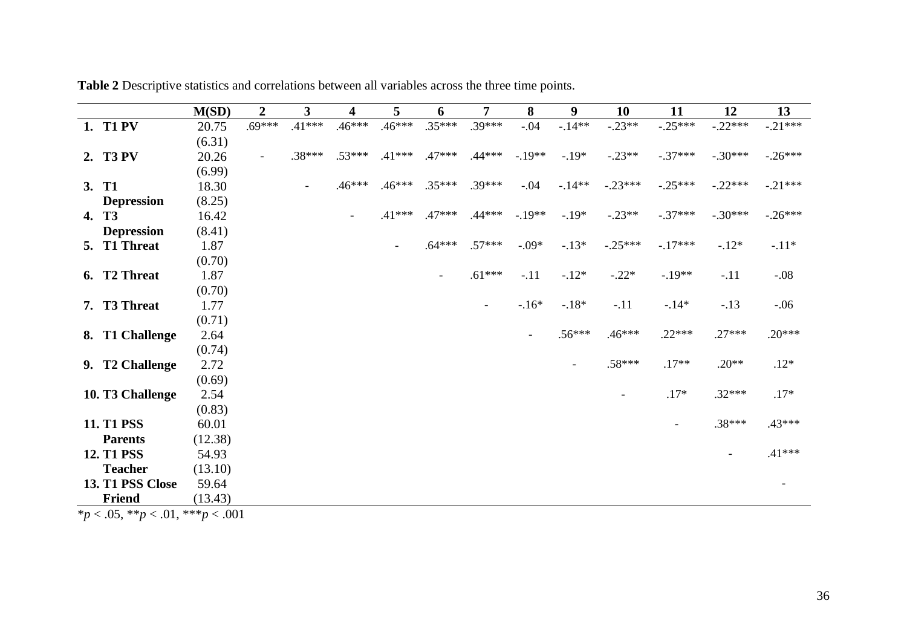**Table 2** Descriptive statistics and correlations between all variables across the three time points.

| | M(SD) | 2 | 3 | 4 | 5 | 6 | 7 | 8 | 9 | 10 | 11 | 12 | 13 |
|---|---|---|---|---|---|---|---|---|---|---|---|---|---|
| 1. T1 PV | 20.75 (6.31) | .69*** | .41*** | .46*** | .46*** | .35*** | .39*** | -.04 | -.14** | -.23** | -.25*** | -.22*** | -.21*** |
| 2. T3 PV | 20.26 (6.99) | - | .38*** | .53*** | .41*** | .47*** | .44*** | -.19** | -.19* | -.23** | -.37*** | -.30*** | -.26*** |
| 3. T1 Depression | 18.30 (8.25) | | - | .46*** | .46*** | .35*** | .39*** | -.04 | -.14** | -.23*** | -.25*** | -.22*** | -.21*** |
| 4. T3 Depression | 16.42 (8.41) | | | - | .41*** | .47*** | .44*** | -.19** | -.19* | -.23** | -.37*** | -.30*** | -.26*** |
| 5. T1 Threat | 1.87 (0.70) | | | | - | .64*** | .57*** | -.09* | -.13* | -.25*** | -.17*** | -.12* | -.11* |
| 6. T2 Threat | 1.87 (0.70) | | | | | - | .61*** | -.11 | -.12* | -.22* | -.19** | -.11 | -.08 |
| 7. T3 Threat | 1.77 (0.71) | | | | | | - | -.16* | -.18* | -.11 | -.14* | -.13 | -.06 |
| 8. T1 Challenge | 2.64 (0.74) | | | | | | | - | .56*** | .46*** | .22*** | .27*** | .20*** |
| 9. T2 Challenge | 2.72 (0.69) | | | | | | | | - | .58*** | .17** | .20** | .12* |
| 10. T3 Challenge | 2.54 (0.83) | | | | | | | | | - | .17* | .32*** | .17* |
| 11. T1 PSS Parents | 60.01 (12.38) | | | | | | | | | | - | .38*** | .43*** |
| 12. T1 PSS Teacher | 54.93 (13.10) | | | | | | | | | | | - | .41*** |
| 13. T1 PSS Close Friend | 59.64 (13.43) | | | | | | | | | | | | - |

*$p < .05$, **$p < .01$, ***$p < .001$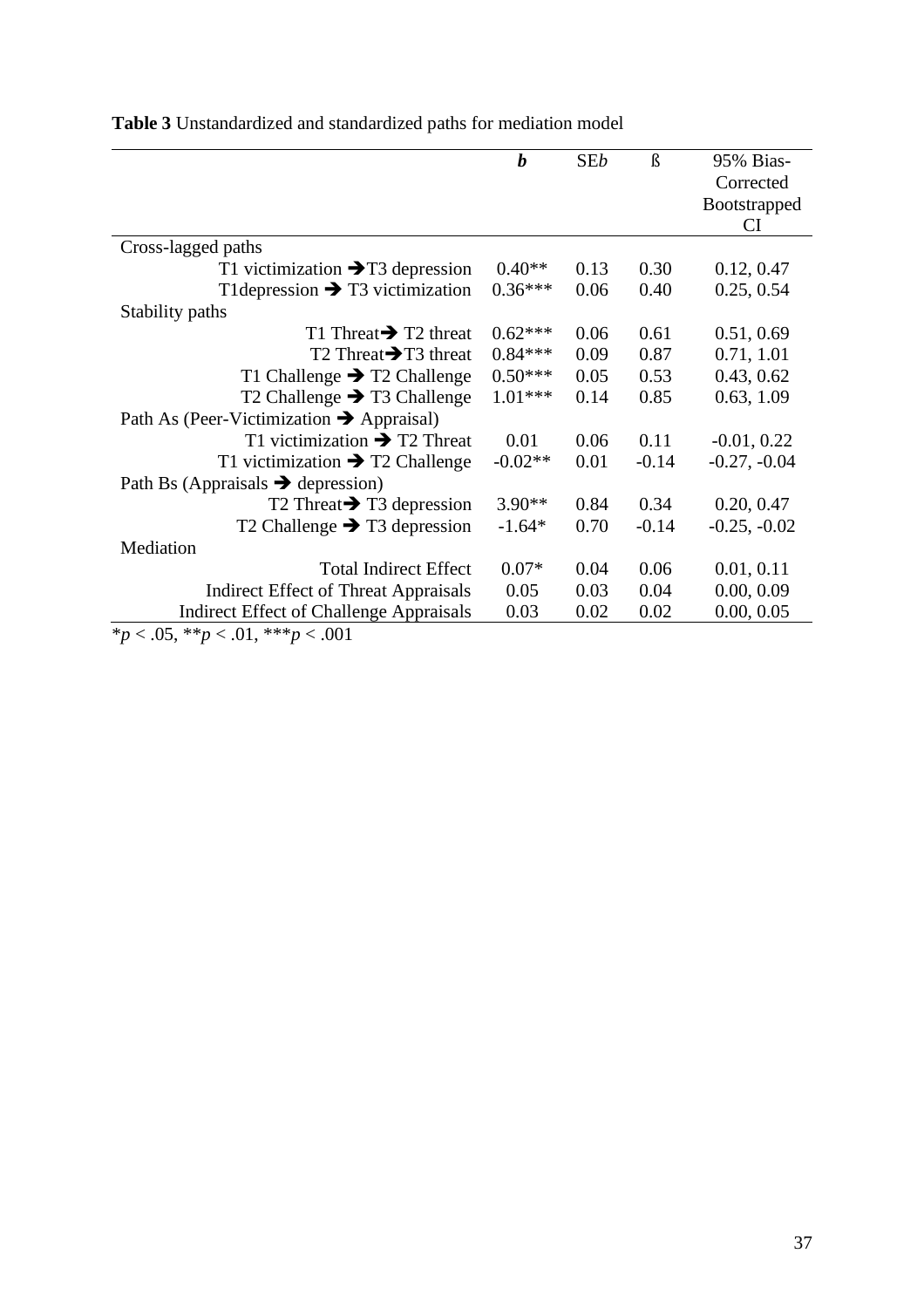**Table 3** Unstandardized and standardized paths for mediation model

| | ***b*** | SE*b* | ß | 95% Bias-Corrected Bootstrapped CI |
|---|---|---|---|---|
| Cross-lagged paths | | | | |
| T1 victimization ➔ T3 depression | 0.40** | 0.13 | 0.30 | 0.12, 0.47 |
| T1depression ➔ T3 victimization | 0.36*** | 0.06 | 0.40 | 0.25, 0.54 |
| Stability paths | | | | |
| T1 Threat ➔ T2 threat | 0.62*** | 0.06 | 0.61 | 0.51, 0.69 |
| T2 Threat ➔ T3 threat | 0.84*** | 0.09 | 0.87 | 0.71, 1.01 |
| T1 Challenge ➔ T2 Challenge | 0.50*** | 0.05 | 0.53 | 0.43, 0.62 |
| T2 Challenge ➔ T3 Challenge | 1.01*** | 0.14 | 0.85 | 0.63, 1.09 |
| Path As (Peer-Victimization ➔ Appraisal) | | | | |
| T1 victimization ➔ T2 Threat | 0.01 | 0.06 | 0.11 | -0.01, 0.22 |
| T1 victimization ➔ T2 Challenge | -0.02** | 0.01 | -0.14 | -0.27, -0.04 |
| Path Bs (Appraisals ➔ depression) | | | | |
| T2 Threat ➔ T3 depression | 3.90** | 0.84 | 0.34 | 0.20, 0.47 |
| T2 Challenge ➔ T3 depression | -1.64* | 0.70 | -0.14 | -0.25, -0.02 |
| Mediation | | | | |
| Total Indirect Effect | 0.07* | 0.04 | 0.06 | 0.01, 0.11 |
| Indirect Effect of Threat Appraisals | 0.05 | 0.03 | 0.04 | 0.00, 0.09 |
| Indirect Effect of Challenge Appraisals | 0.03 | 0.02 | 0.02 | 0.00, 0.05 |

*$p < .05$, **$p < .01$, ***$p < .001$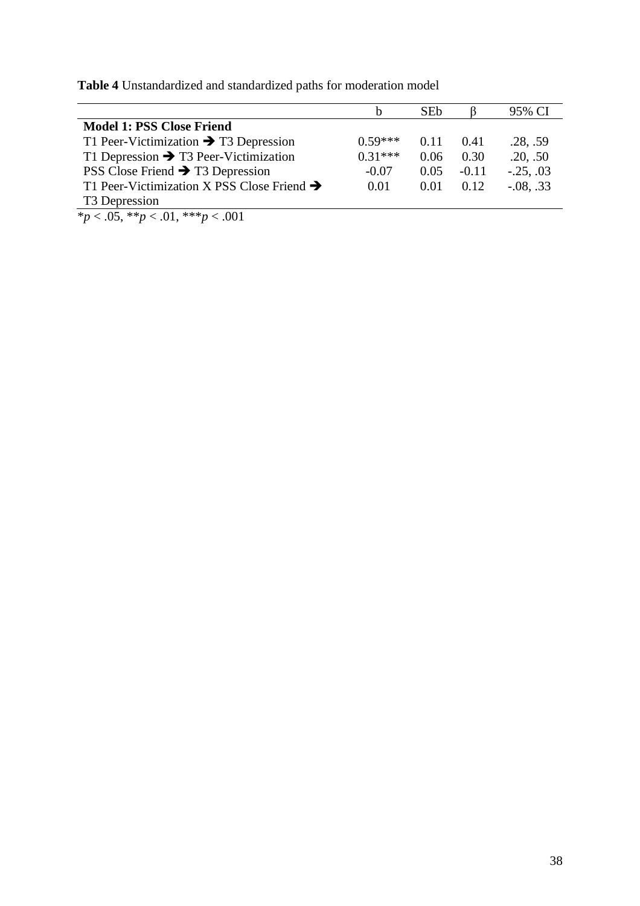**Table 4** Unstandardized and standardized paths for moderation model

| | b | SEb | β | 95% CI |
|---|---|---|---|---|
| **Model 1: PSS Close Friend** | | | | |
| T1 Peer-Victimization ➔ T3 Depression | 0.59*** | 0.11 | 0.41 | .28, .59 |
| T1 Depression ➔ T3 Peer-Victimization | 0.31*** | 0.06 | 0.30 | .20, .50 |
| PSS Close Friend ➔ T3 Depression | -0.07 | 0.05 | -0.11 | -.25, .03 |
| T1 Peer-Victimization X PSS Close Friend ➔ T3 Depression | 0.01 | 0.01 | 0.12 | -.08, .33 |

*$p < .05$, **$p < .01$, ***$p < .001$